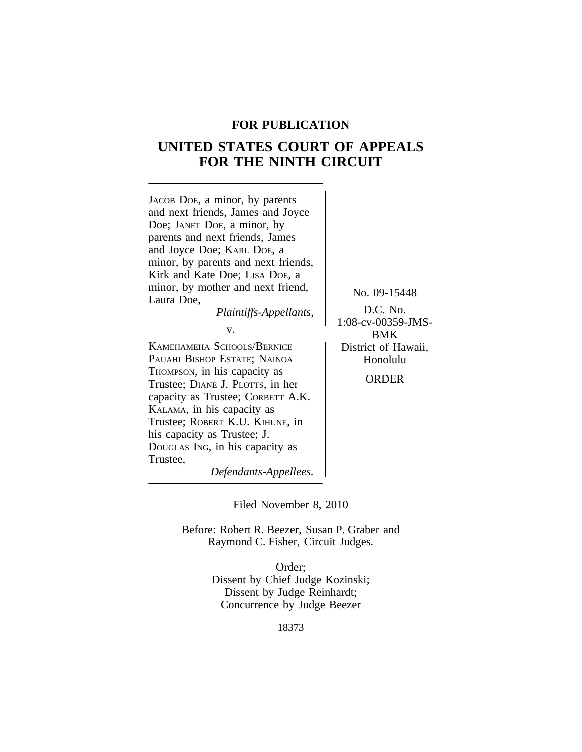**FOR PUBLICATION**

# UNITED STATES COURT OF APPEALS FOR THE NINTH CIRCUIT

JACOB DOE, a minor, by parents and next friends, James and Joyce Doe; JANET DOE, a minor, by parents and next friends, James and Joyce Doe; KARL DOE, a minor, by parents and next friends, Kirk and Kate Doe; LISA DOE, a minor, by mother and next friend, Laura Doe,

*Plaintiffs-Appellants,*

v.

KAMEHAMEHA SCHOOLS/BERNICE PAUAHI BISHOP ESTATE; NAINOA THOMPSON, in his capacity as Trustee; DIANE J. PLOTTS, in her capacity as Trustee; CORBETT A.K. KALAMA, in his capacity as Trustee; ROBERT K.U. KIHUNE, in his capacity as Trustee; J. DOUGLAS ING, in his capacity as Trustee,

*Defendants-Appellees.*

No. 09-15448

D.C. No. 1:08-cv-00359-JMS-BMK

District of Hawaii, Honolulu

ORDER

Filed November 8, 2010

Before: Robert R. Beezer, Susan P. Graber and Raymond C. Fisher, Circuit Judges.

Order;
Dissent by Chief Judge Kozinski;
Dissent by Judge Reinhardt;
Concurrence by Judge Beezer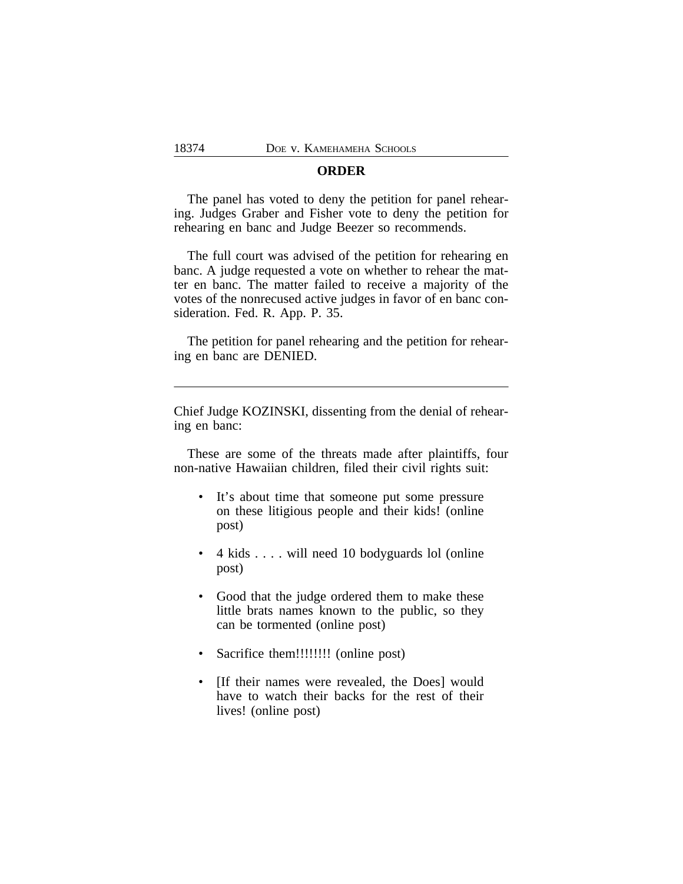## ORDER

The panel has voted to deny the petition for panel rehearing. Judges Graber and Fisher vote to deny the petition for rehearing en banc and Judge Beezer so recommends.

The full court was advised of the petition for rehearing en banc. A judge requested a vote on whether to rehear the matter en banc. The matter failed to receive a majority of the votes of the nonrecused active judges in favor of en banc consideration. Fed. R. App. P. 35.

The petition for panel rehearing and the petition for rehearing en banc are DENIED.

---

Chief Judge KOZINSKI, dissenting from the denial of rehearing en banc:

These are some of the threats made after plaintiffs, four non-native Hawaiian children, filed their civil rights suit:

- It's about time that someone put some pressure on these litigious people and their kids! (online post)
- 4 kids . . . . will need 10 bodyguards lol (online post)
- Good that the judge ordered them to make these little brats names known to the public, so they can be tormented (online post)
- Sacrifice them!!!!!!!! (online post)
- [If their names were revealed, the Does] would have to watch their backs for the rest of their lives! (online post)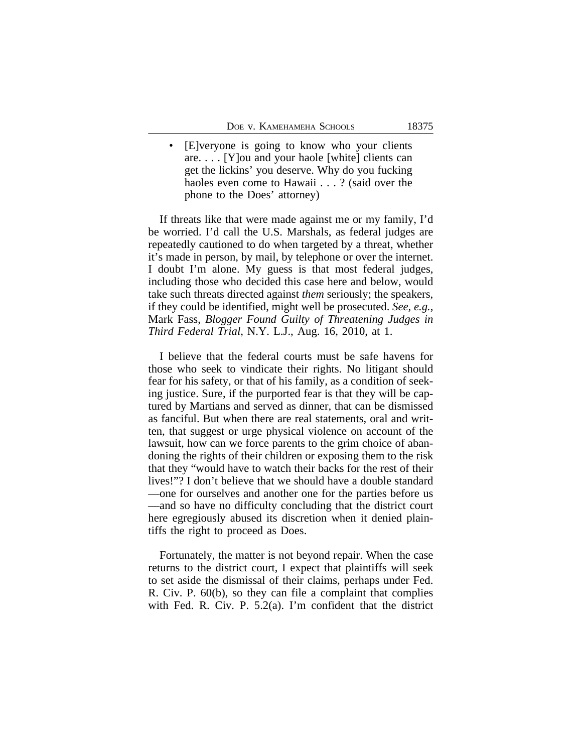- [E]veryone is going to know who your clients are. . . . [Y]ou and your haole [white] clients can get the lickins' you deserve. Why do you fucking haoles even come to Hawaii . . . ? (said over the phone to the Does' attorney)

If threats like that were made against me or my family, I'd be worried. I'd call the U.S. Marshals, as federal judges are repeatedly cautioned to do when targeted by a threat, whether it's made in person, by mail, by telephone or over the internet. I doubt I'm alone. My guess is that most federal judges, including those who decided this case here and below, would take such threats directed against *them* seriously; the speakers, if they could be identified, might well be prosecuted. *See, e.g.*, Mark Fass, *Blogger Found Guilty of Threatening Judges in Third Federal Trial*, N.Y. L.J., Aug. 16, 2010, at 1.

I believe that the federal courts must be safe havens for those who seek to vindicate their rights. No litigant should fear for his safety, or that of his family, as a condition of seeking justice. Sure, if the purported fear is that they will be captured by Martians and served as dinner, that can be dismissed as fanciful. But when there are real statements, oral and written, that suggest or urge physical violence on account of the lawsuit, how can we force parents to the grim choice of abandoning the rights of their children or exposing them to the risk that they "would have to watch their backs for the rest of their lives!"? I don't believe that we should have a double standard —one for ourselves and another one for the parties before us —and so have no difficulty concluding that the district court here egregiously abused its discretion when it denied plaintiffs the right to proceed as Does.

Fortunately, the matter is not beyond repair. When the case returns to the district court, I expect that plaintiffs will seek to set aside the dismissal of their claims, perhaps under Fed. R. Civ. P. 60(b), so they can file a complaint that complies with Fed. R. Civ. P. 5.2(a). I'm confident that the district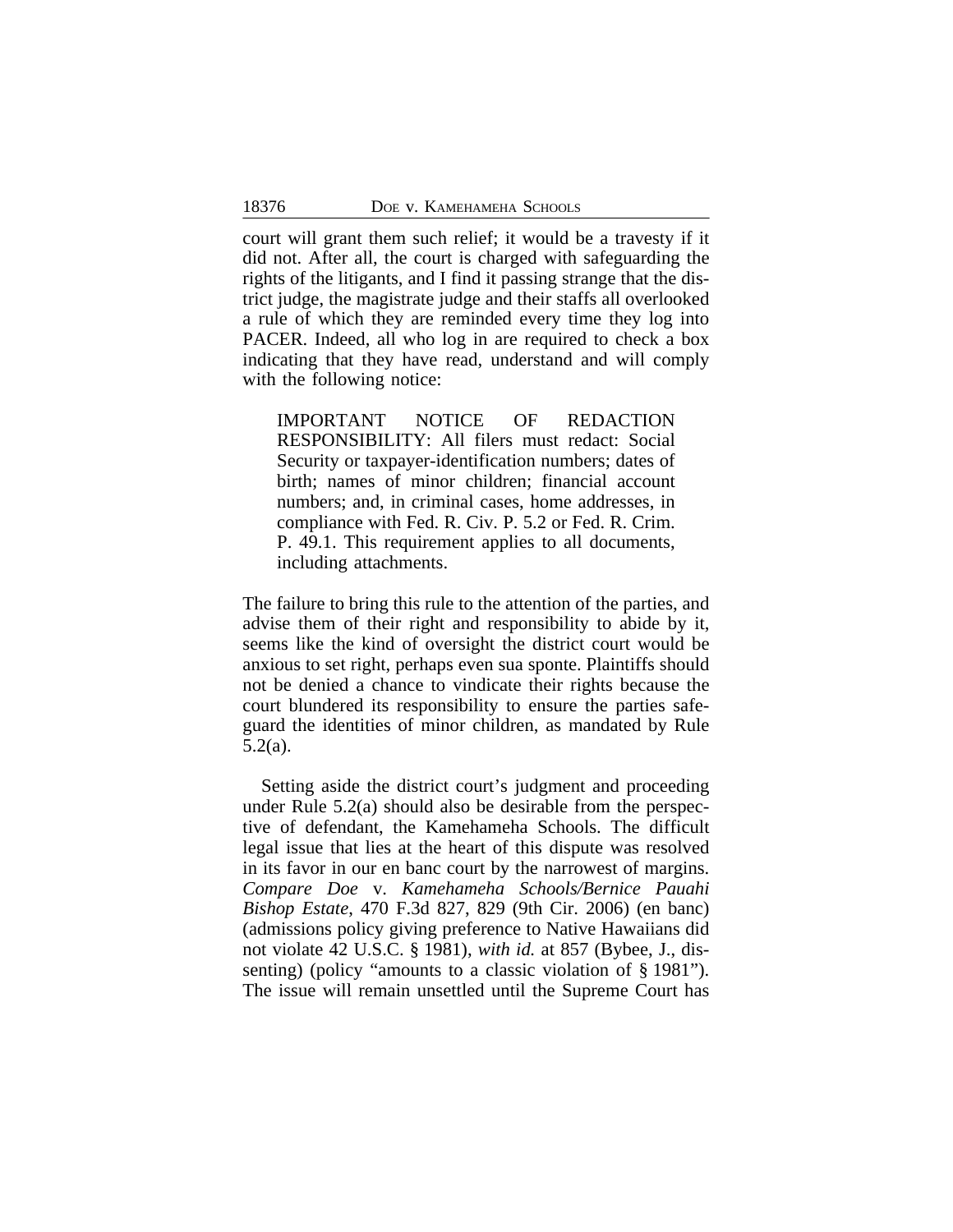court will grant them such relief; it would be a travesty if it did not. After all, the court is charged with safeguarding the rights of the litigants, and I find it passing strange that the district judge, the magistrate judge and their staffs all overlooked a rule of which they are reminded every time they log into PACER. Indeed, all who log in are required to check a box indicating that they have read, understand and will comply with the following notice:

> IMPORTANT NOTICE OF REDACTION RESPONSIBILITY: All filers must redact: Social Security or taxpayer-identification numbers; dates of birth; names of minor children; financial account numbers; and, in criminal cases, home addresses, in compliance with Fed. R. Civ. P. 5.2 or Fed. R. Crim. P. 49.1. This requirement applies to all documents, including attachments.

The failure to bring this rule to the attention of the parties, and advise them of their right and responsibility to abide by it, seems like the kind of oversight the district court would be anxious to set right, perhaps even sua sponte. Plaintiffs should not be denied a chance to vindicate their rights because the court blundered its responsibility to ensure the parties safeguard the identities of minor children, as mandated by Rule 5.2(a).

Setting aside the district court's judgment and proceeding under Rule 5.2(a) should also be desirable from the perspective of defendant, the Kamehameha Schools. The difficult legal issue that lies at the heart of this dispute was resolved in its favor in our en banc court by the narrowest of margins. *Compare Doe* v. *Kamehameha Schools/Bernice Pauahi Bishop Estate*, 470 F.3d 827, 829 (9th Cir. 2006) (en banc) (admissions policy giving preference to Native Hawaiians did not violate 42 U.S.C. § 1981), *with id.* at 857 (Bybee, J., dissenting) (policy "amounts to a classic violation of § 1981"). The issue will remain unsettled until the Supreme Court has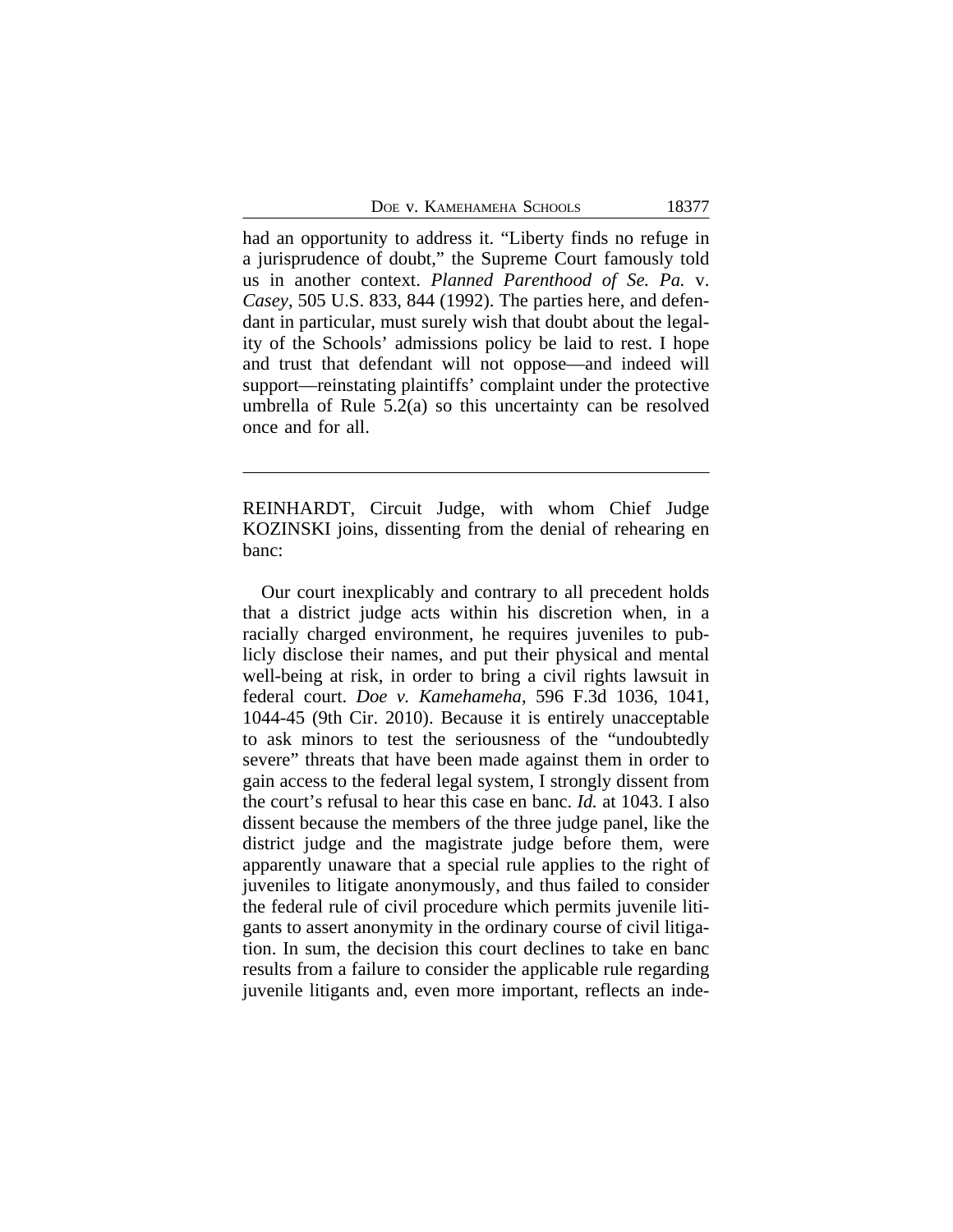had an opportunity to address it. "Liberty finds no refuge in a jurisprudence of doubt," the Supreme Court famously told us in another context. *Planned Parenthood of Se. Pa.* v. *Casey*, 505 U.S. 833, 844 (1992). The parties here, and defendant in particular, must surely wish that doubt about the legality of the Schools' admissions policy be laid to rest. I hope and trust that defendant will not oppose—and indeed will support—reinstating plaintiffs' complaint under the protective umbrella of Rule 5.2(a) so this uncertainty can be resolved once and for all.

---

REINHARDT, Circuit Judge, with whom Chief Judge KOZINSKI joins, dissenting from the denial of rehearing en banc:

Our court inexplicably and contrary to all precedent holds that a district judge acts within his discretion when, in a racially charged environment, he requires juveniles to publicly disclose their names, and put their physical and mental well-being at risk, in order to bring a civil rights lawsuit in federal court. *Doe v. Kamehameha*, 596 F.3d 1036, 1041, 1044-45 (9th Cir. 2010). Because it is entirely unacceptable to ask minors to test the seriousness of the "undoubtedly severe" threats that have been made against them in order to gain access to the federal legal system, I strongly dissent from the court's refusal to hear this case en banc. *Id.* at 1043. I also dissent because the members of the three judge panel, like the district judge and the magistrate judge before them, were apparently unaware that a special rule applies to the right of juveniles to litigate anonymously, and thus failed to consider the federal rule of civil procedure which permits juvenile litigants to assert anonymity in the ordinary course of civil litigation. In sum, the decision this court declines to take en banc results from a failure to consider the applicable rule regarding juvenile litigants and, even more important, reflects an inde-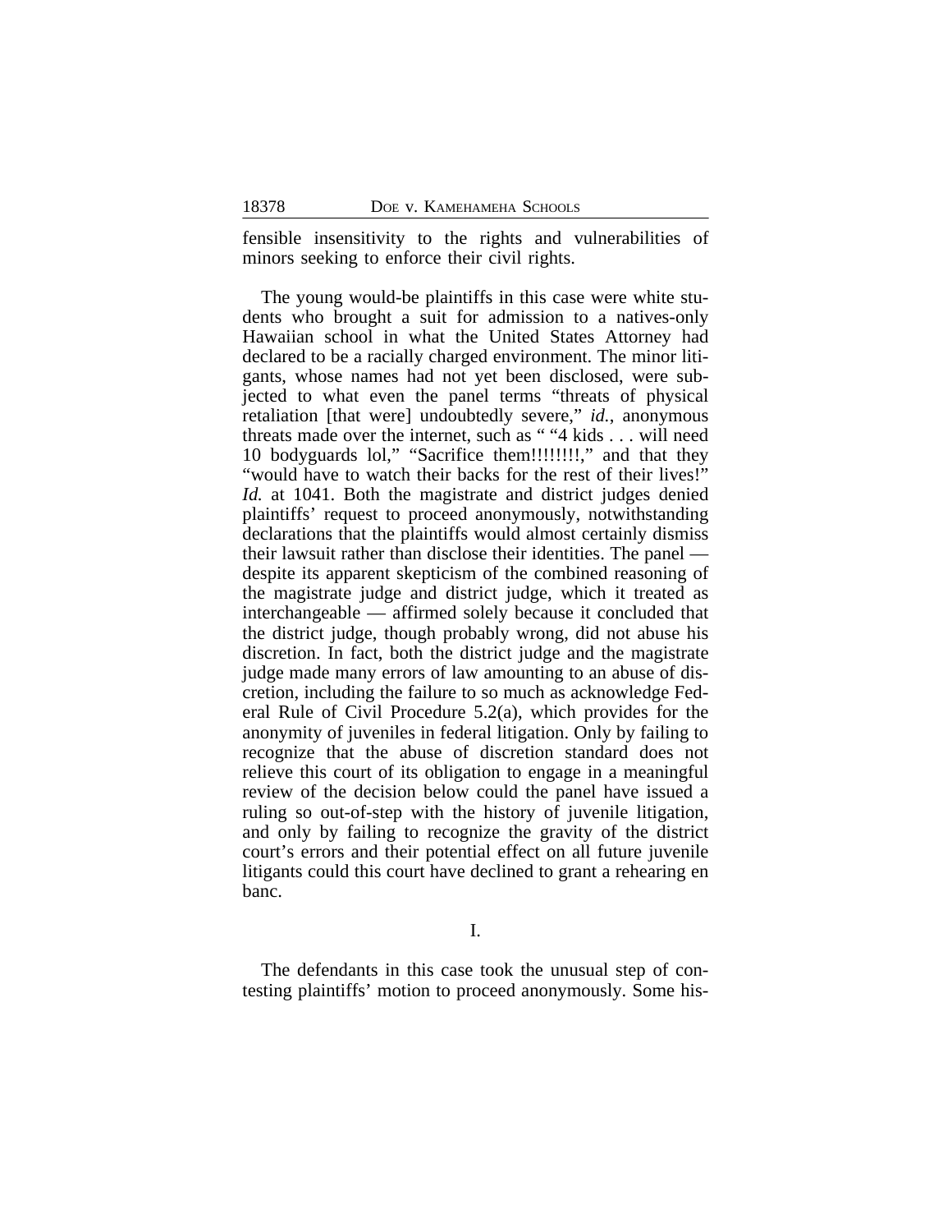fensible insensitivity to the rights and vulnerabilities of minors seeking to enforce their civil rights.

The young would-be plaintiffs in this case were white students who brought a suit for admission to a natives-only Hawaiian school in what the United States Attorney had declared to be a racially charged environment. The minor litigants, whose names had not yet been disclosed, were subjected to what even the panel terms "threats of physical retaliation [that were] undoubtedly severe," *id.*, anonymous threats made over the internet, such as " "4 kids . . . will need 10 bodyguards lol," "Sacrifice them!!!!!!!!," and that they "would have to watch their backs for the rest of their lives!" *Id.* at 1041. Both the magistrate and district judges denied plaintiffs' request to proceed anonymously, notwithstanding declarations that the plaintiffs would almost certainly dismiss their lawsuit rather than disclose their identities. The panel — despite its apparent skepticism of the combined reasoning of the magistrate judge and district judge, which it treated as interchangeable — affirmed solely because it concluded that the district judge, though probably wrong, did not abuse his discretion. In fact, both the district judge and the magistrate judge made many errors of law amounting to an abuse of discretion, including the failure to so much as acknowledge Federal Rule of Civil Procedure 5.2(a), which provides for the anonymity of juveniles in federal litigation. Only by failing to recognize that the abuse of discretion standard does not relieve this court of its obligation to engage in a meaningful review of the decision below could the panel have issued a ruling so out-of-step with the history of juvenile litigation, and only by failing to recognize the gravity of the district court's errors and their potential effect on all future juvenile litigants could this court have declined to grant a rehearing en banc.

## I.

The defendants in this case took the unusual step of contesting plaintiffs' motion to proceed anonymously. Some his-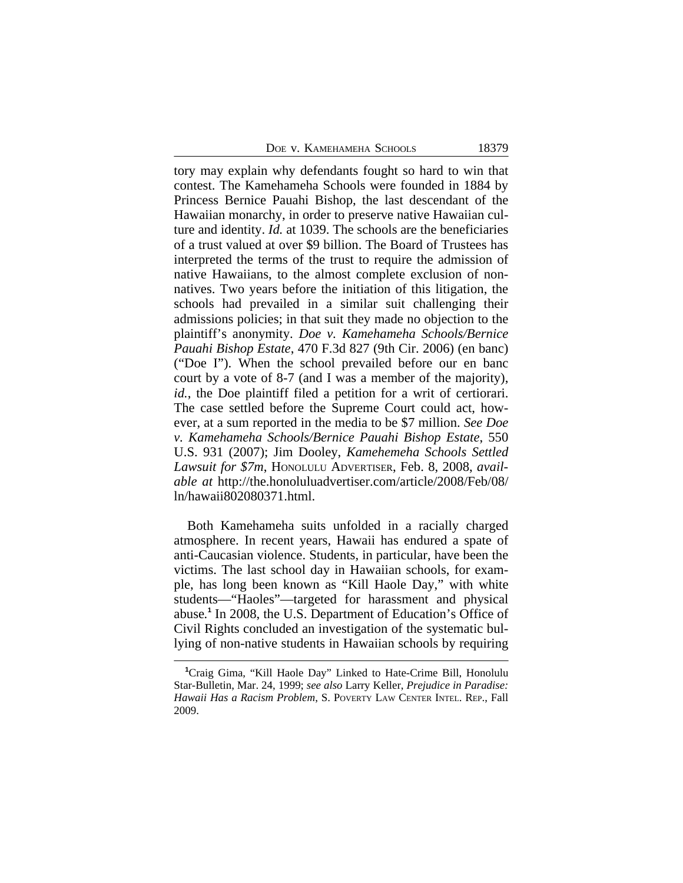tory may explain why defendants fought so hard to win that contest. The Kamehameha Schools were founded in 1884 by Princess Bernice Pauahi Bishop, the last descendant of the Hawaiian monarchy, in order to preserve native Hawaiian culture and identity. *Id.* at 1039. The schools are the beneficiaries of a trust valued at over $9 billion. The Board of Trustees has interpreted the terms of the trust to require the admission of native Hawaiians, to the almost complete exclusion of non-natives. Two years before the initiation of this litigation, the schools had prevailed in a similar suit challenging their admissions policies; in that suit they made no objection to the plaintiff's anonymity. *Doe v. Kamehameha Schools/Bernice Pauahi Bishop Estate*, 470 F.3d 827 (9th Cir. 2006) (en banc) ("Doe I"). When the school prevailed before our en banc court by a vote of 8-7 (and I was a member of the majority), *id.*, the Doe plaintiff filed a petition for a writ of certiorari. The case settled before the Supreme Court could act, however, at a sum reported in the media to be $7 million. *See Doe v. Kamehameha Schools/Bernice Pauahi Bishop Estate*, 550 U.S. 931 (2007); Jim Dooley, *Kamehemeha Schools Settled Lawsuit for $7m*, HONOLULU ADVERTISER, Feb. 8, 2008, *available at* http://the.honoluluadvertiser.com/article/2008/Feb/08/ln/hawaii802080371.html.

Both Kamehameha suits unfolded in a racially charged atmosphere. In recent years, Hawaii has endured a spate of anti-Caucasian violence. Students, in particular, have been the victims. The last school day in Hawaiian schools, for example, has long been known as "Kill Haole Day," with white students—"Haoles"—targeted for harassment and physical abuse.[1] In 2008, the U.S. Department of Education's Office of Civil Rights concluded an investigation of the systematic bullying of non-native students in Hawaiian schools by requiring

[1]Craig Gima, "Kill Haole Day" Linked to Hate-Crime Bill, Honolulu Star-Bulletin, Mar. 24, 1999; *see also* Larry Keller, *Prejudice in Paradise: Hawaii Has a Racism Problem*, S. POVERTY LAW CENTER INTEL. REP., Fall 2009.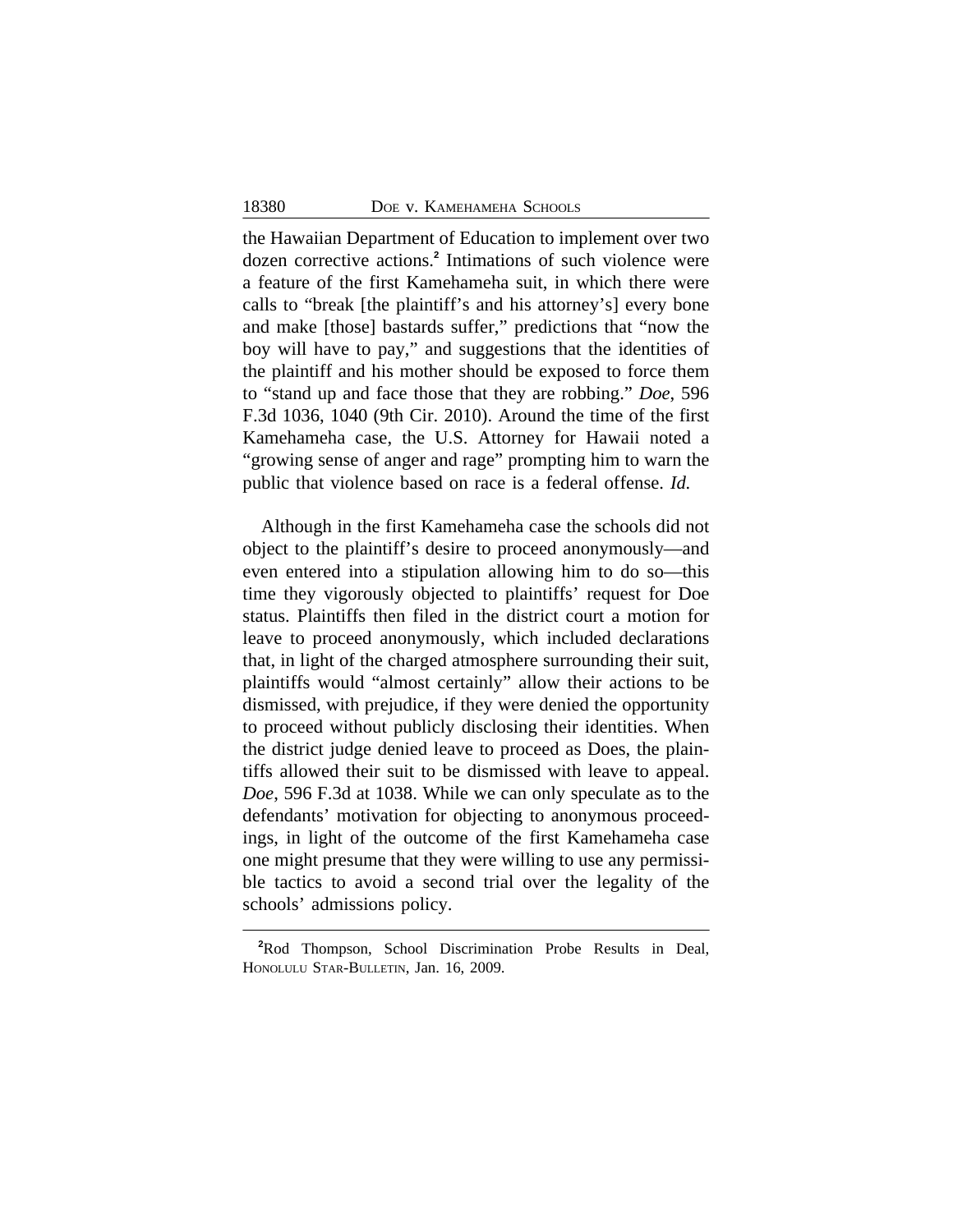the Hawaiian Department of Education to implement over two dozen corrective actions.[2] Intimations of such violence were a feature of the first Kamehameha suit, in which there were calls to "break [the plaintiff's and his attorney's] every bone and make [those] bastards suffer," predictions that "now the boy will have to pay," and suggestions that the identities of the plaintiff and his mother should be exposed to force them to "stand up and face those that they are robbing." *Doe*, 596 F.3d 1036, 1040 (9th Cir. 2010). Around the time of the first Kamehameha case, the U.S. Attorney for Hawaii noted a "growing sense of anger and rage" prompting him to warn the public that violence based on race is a federal offense. *Id.*

Although in the first Kamehameha case the schools did not object to the plaintiff's desire to proceed anonymously—and even entered into a stipulation allowing him to do so—this time they vigorously objected to plaintiffs' request for Doe status. Plaintiffs then filed in the district court a motion for leave to proceed anonymously, which included declarations that, in light of the charged atmosphere surrounding their suit, plaintiffs would "almost certainly" allow their actions to be dismissed, with prejudice, if they were denied the opportunity to proceed without publicly disclosing their identities. When the district judge denied leave to proceed as Does, the plaintiffs allowed their suit to be dismissed with leave to appeal. *Doe*, 596 F.3d at 1038. While we can only speculate as to the defendants' motivation for objecting to anonymous proceedings, in light of the outcome of the first Kamehameha case one might presume that they were willing to use any permissible tactics to avoid a second trial over the legality of the schools' admissions policy.

[2]Rod Thompson, School Discrimination Probe Results in Deal, HONOLULU STAR-BULLETIN, Jan. 16, 2009.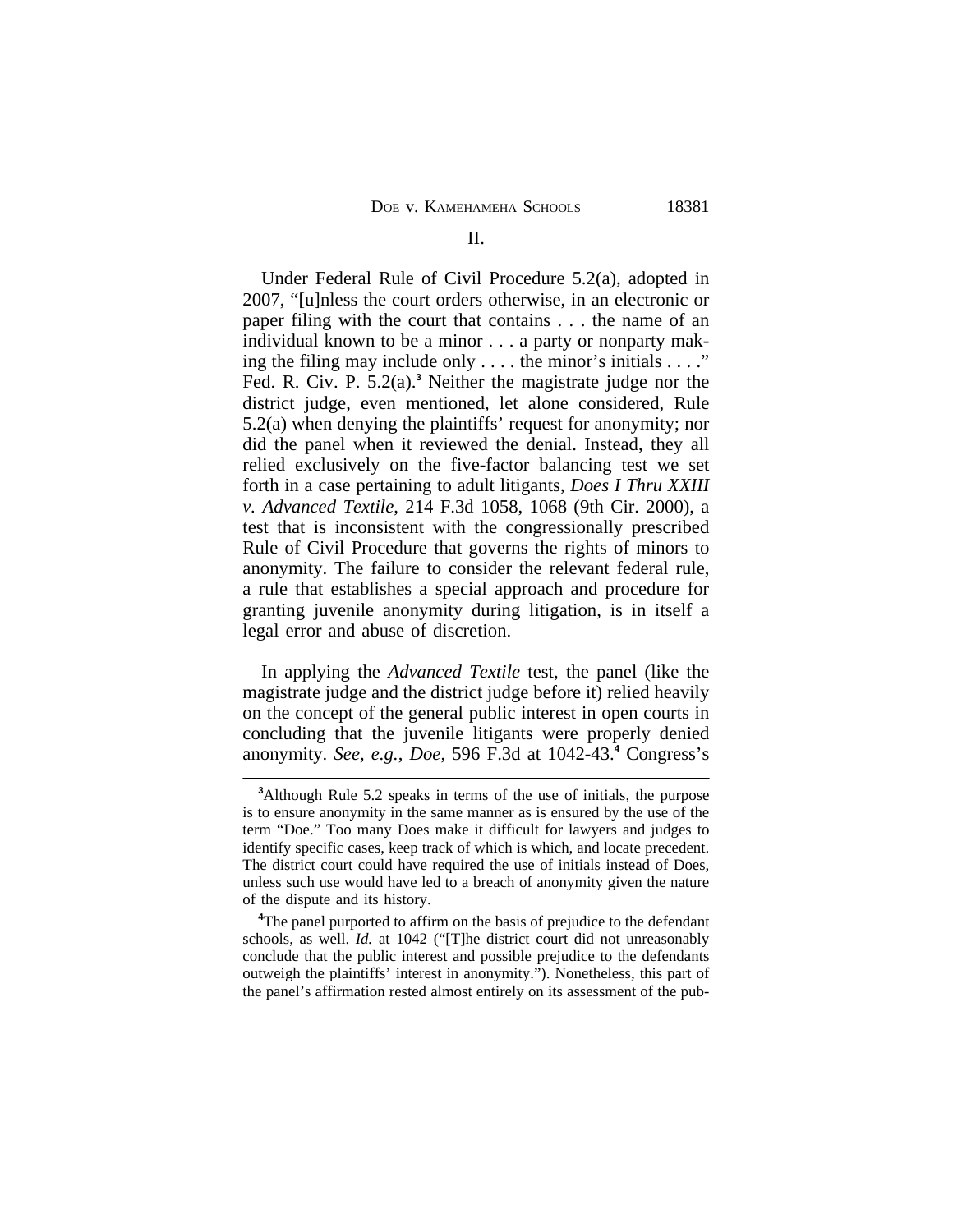## II.

Under Federal Rule of Civil Procedure 5.2(a), adopted in 2007, "[u]nless the court orders otherwise, in an electronic or paper filing with the court that contains . . . the name of an individual known to be a minor . . . a party or nonparty making the filing may include only . . . . the minor's initials . . . ." Fed. R. Civ. P. 5.2(a).[3] Neither the magistrate judge nor the district judge, even mentioned, let alone considered, Rule 5.2(a) when denying the plaintiffs' request for anonymity; nor did the panel when it reviewed the denial. Instead, they all relied exclusively on the five-factor balancing test we set forth in a case pertaining to adult litigants, *Does I Thru XXIII v. Advanced Textile*, 214 F.3d 1058, 1068 (9th Cir. 2000), a test that is inconsistent with the congressionally prescribed Rule of Civil Procedure that governs the rights of minors to anonymity. The failure to consider the relevant federal rule, a rule that establishes a special approach and procedure for granting juvenile anonymity during litigation, is in itself a legal error and abuse of discretion.

In applying the *Advanced Textile* test, the panel (like the magistrate judge and the district judge before it) relied heavily on the concept of the general public interest in open courts in concluding that the juvenile litigants were properly denied anonymity. *See, e.g.*, *Doe*, 596 F.3d at 1042-43.[4] Congress's

---

[3]Although Rule 5.2 speaks in terms of the use of initials, the purpose is to ensure anonymity in the same manner as is ensured by the use of the term "Doe." Too many Does make it difficult for lawyers and judges to identify specific cases, keep track of which is which, and locate precedent. The district court could have required the use of initials instead of Does, unless such use would have led to a breach of anonymity given the nature of the dispute and its history.

[4]The panel purported to affirm on the basis of prejudice to the defendant schools, as well. *Id.* at 1042 ("[T]he district court did not unreasonably conclude that the public interest and possible prejudice to the defendants outweigh the plaintiffs' interest in anonymity."). Nonetheless, this part of the panel's affirmation rested almost entirely on its assessment of the pub-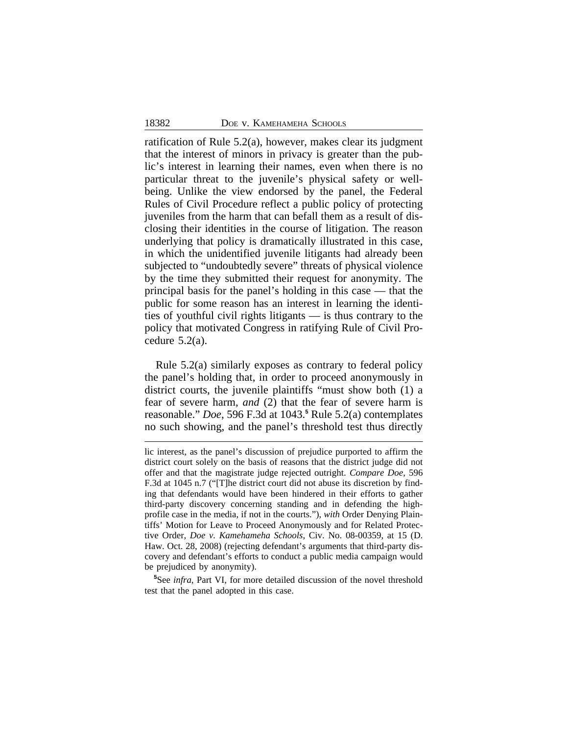ratification of Rule 5.2(a), however, makes clear its judgment that the interest of minors in privacy is greater than the public's interest in learning their names, even when there is no particular threat to the juvenile's physical safety or well-being. Unlike the view endorsed by the panel, the Federal Rules of Civil Procedure reflect a public policy of protecting juveniles from the harm that can befall them as a result of disclosing their identities in the course of litigation. The reason underlying that policy is dramatically illustrated in this case, in which the unidentified juvenile litigants had already been subjected to "undoubtedly severe" threats of physical violence by the time they submitted their request for anonymity. The principal basis for the panel's holding in this case — that the public for some reason has an interest in learning the identities of youthful civil rights litigants — is thus contrary to the policy that motivated Congress in ratifying Rule of Civil Procedure 5.2(a).

Rule 5.2(a) similarly exposes as contrary to federal policy the panel's holding that, in order to proceed anonymously in district courts, the juvenile plaintiffs "must show both (1) a fear of severe harm, *and* (2) that the fear of severe harm is reasonable." *Doe*, 596 F.3d at 1043.[5] Rule 5.2(a) contemplates no such showing, and the panel's threshold test thus directly

lic interest, as the panel's discussion of prejudice purported to affirm the district court solely on the basis of reasons that the district judge did not offer and that the magistrate judge rejected outright. *Compare Doe*, 596 F.3d at 1045 n.7 ("[T]he district court did not abuse its discretion by finding that defendants would have been hindered in their efforts to gather third-party discovery concerning standing and in defending the high-profile case in the media, if not in the courts."), *with* Order Denying Plaintiffs' Motion for Leave to Proceed Anonymously and for Related Protective Order, *Doe v. Kamehameha Schools*, Civ. No. 08-00359, at 15 (D. Haw. Oct. 28, 2008) (rejecting defendant's arguments that third-party discovery and defendant's efforts to conduct a public media campaign would be prejudiced by anonymity).

[5]See *infra*, Part VI, for more detailed discussion of the novel threshold test that the panel adopted in this case.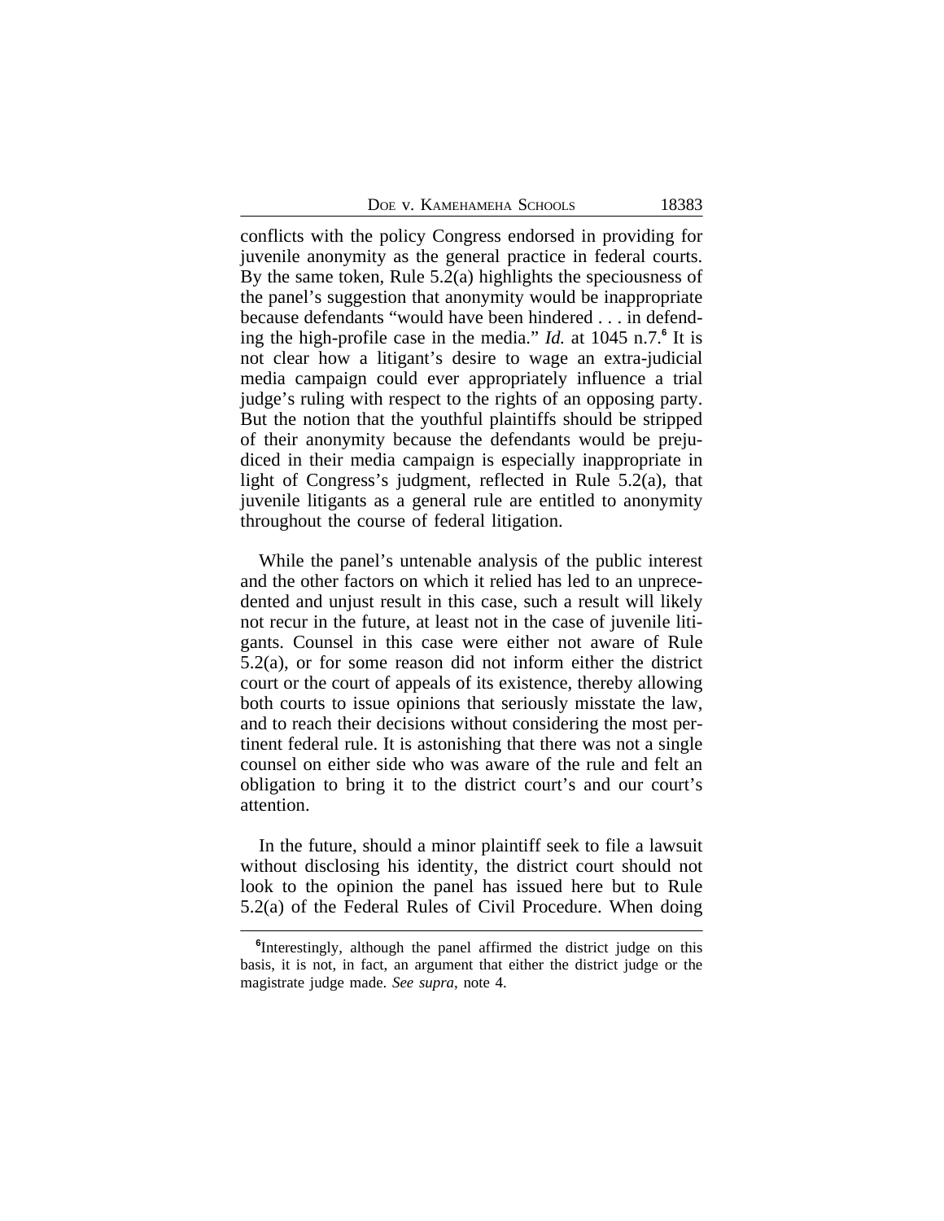conflicts with the policy Congress endorsed in providing for juvenile anonymity as the general practice in federal courts. By the same token, Rule 5.2(a) highlights the speciousness of the panel's suggestion that anonymity would be inappropriate because defendants "would have been hindered . . . in defending the high-profile case in the media." *Id.* at 1045 n.7.[6] It is not clear how a litigant's desire to wage an extra-judicial media campaign could ever appropriately influence a trial judge's ruling with respect to the rights of an opposing party. But the notion that the youthful plaintiffs should be stripped of their anonymity because the defendants would be prejudiced in their media campaign is especially inappropriate in light of Congress's judgment, reflected in Rule 5.2(a), that juvenile litigants as a general rule are entitled to anonymity throughout the course of federal litigation.

While the panel's untenable analysis of the public interest and the other factors on which it relied has led to an unprecedented and unjust result in this case, such a result will likely not recur in the future, at least not in the case of juvenile litigants. Counsel in this case were either not aware of Rule 5.2(a), or for some reason did not inform either the district court or the court of appeals of its existence, thereby allowing both courts to issue opinions that seriously misstate the law, and to reach their decisions without considering the most pertinent federal rule. It is astonishing that there was not a single counsel on either side who was aware of the rule and felt an obligation to bring it to the district court's and our court's attention.

In the future, should a minor plaintiff seek to file a lawsuit without disclosing his identity, the district court should not look to the opinion the panel has issued here but to Rule 5.2(a) of the Federal Rules of Civil Procedure. When doing

[6]Interestingly, although the panel affirmed the district judge on this basis, it is not, in fact, an argument that either the district judge or the magistrate judge made. *See supra*, note 4.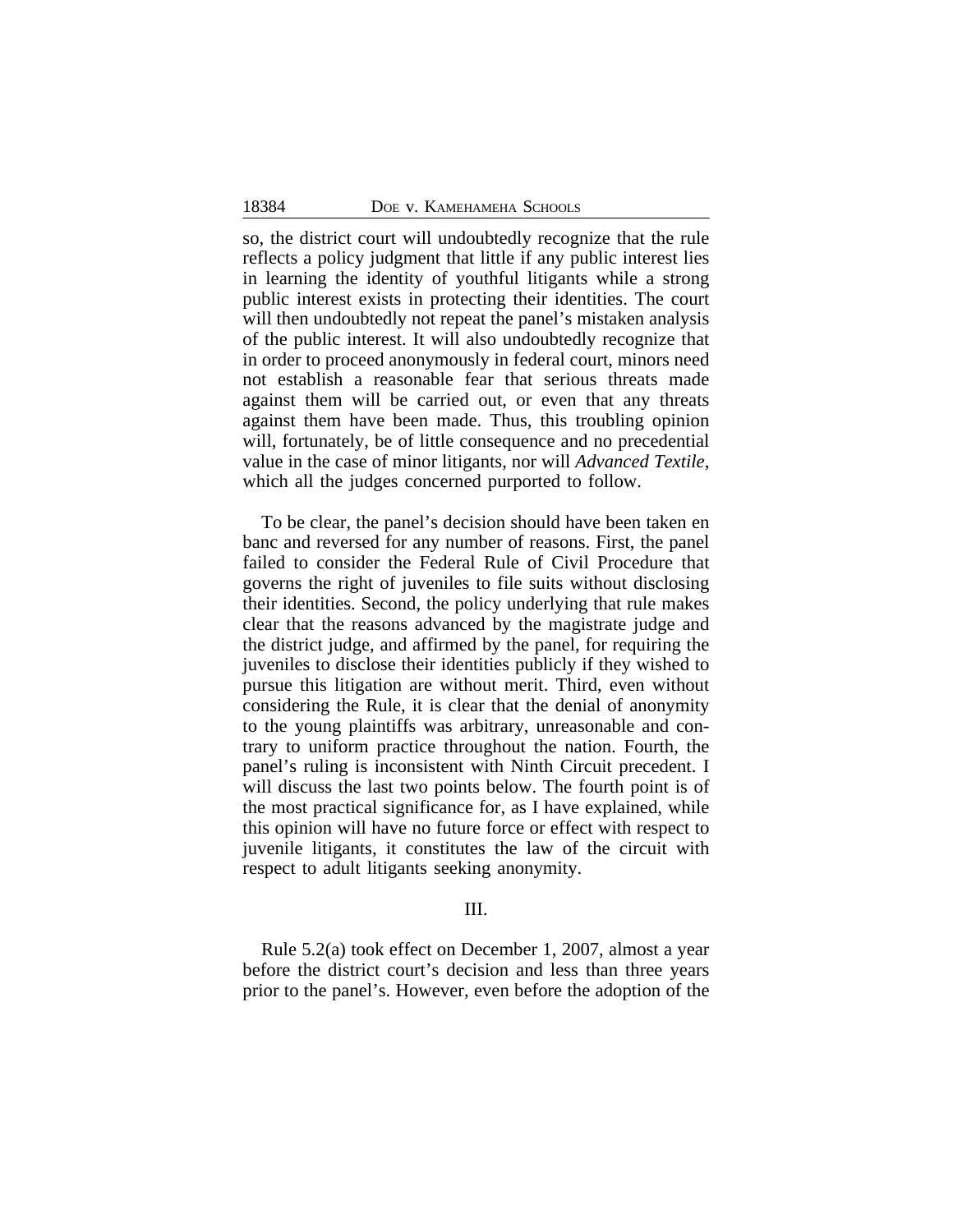so, the district court will undoubtedly recognize that the rule reflects a policy judgment that little if any public interest lies in learning the identity of youthful litigants while a strong public interest exists in protecting their identities. The court will then undoubtedly not repeat the panel's mistaken analysis of the public interest. It will also undoubtedly recognize that in order to proceed anonymously in federal court, minors need not establish a reasonable fear that serious threats made against them will be carried out, or even that any threats against them have been made. Thus, this troubling opinion will, fortunately, be of little consequence and no precedential value in the case of minor litigants, nor will *Advanced Textile*, which all the judges concerned purported to follow.

To be clear, the panel's decision should have been taken en banc and reversed for any number of reasons. First, the panel failed to consider the Federal Rule of Civil Procedure that governs the right of juveniles to file suits without disclosing their identities. Second, the policy underlying that rule makes clear that the reasons advanced by the magistrate judge and the district judge, and affirmed by the panel, for requiring the juveniles to disclose their identities publicly if they wished to pursue this litigation are without merit. Third, even without considering the Rule, it is clear that the denial of anonymity to the young plaintiffs was arbitrary, unreasonable and contrary to uniform practice throughout the nation. Fourth, the panel's ruling is inconsistent with Ninth Circuit precedent. I will discuss the last two points below. The fourth point is of the most practical significance for, as I have explained, while this opinion will have no future force or effect with respect to juvenile litigants, it constitutes the law of the circuit with respect to adult litigants seeking anonymity.

## III.

Rule 5.2(a) took effect on December 1, 2007, almost a year before the district court's decision and less than three years prior to the panel's. However, even before the adoption of the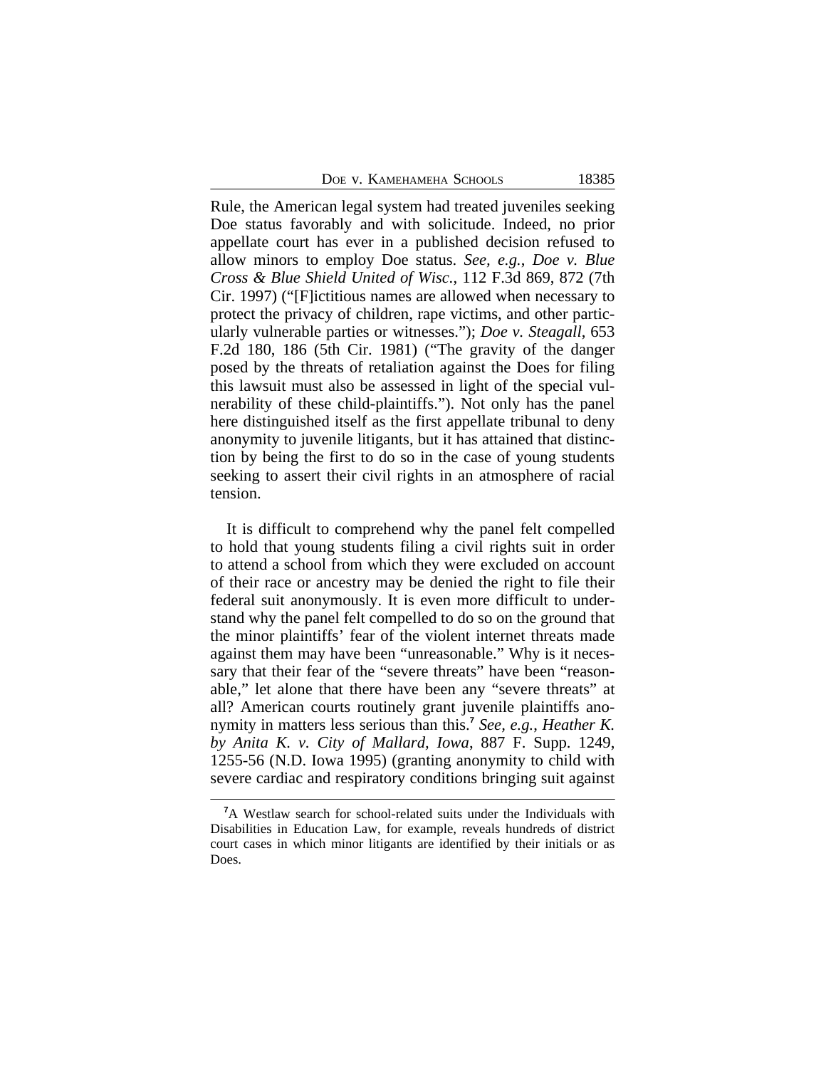Rule, the American legal system had treated juveniles seeking Doe status favorably and with solicitude. Indeed, no prior appellate court has ever in a published decision refused to allow minors to employ Doe status. *See, e.g.*, *Doe v. Blue Cross & Blue Shield United of Wisc.*, 112 F.3d 869, 872 (7th Cir. 1997) ("[F]ictitious names are allowed when necessary to protect the privacy of children, rape victims, and other particularly vulnerable parties or witnesses."); *Doe v. Steagall*, 653 F.2d 180, 186 (5th Cir. 1981) ("The gravity of the danger posed by the threats of retaliation against the Does for filing this lawsuit must also be assessed in light of the special vulnerability of these child-plaintiffs."). Not only has the panel here distinguished itself as the first appellate tribunal to deny anonymity to juvenile litigants, but it has attained that distinction by being the first to do so in the case of young students seeking to assert their civil rights in an atmosphere of racial tension.

It is difficult to comprehend why the panel felt compelled to hold that young students filing a civil rights suit in order to attend a school from which they were excluded on account of their race or ancestry may be denied the right to file their federal suit anonymously. It is even more difficult to understand why the panel felt compelled to do so on the ground that the minor plaintiffs' fear of the violent internet threats made against them may have been "unreasonable." Why is it necessary that their fear of the "severe threats" have been "reasonable," let alone that there have been any "severe threats" at all? American courts routinely grant juvenile plaintiffs anonymity in matters less serious than this.[7] *See, e.g.*, *Heather K. by Anita K. v. City of Mallard, Iowa*, 887 F. Supp. 1249, 1255-56 (N.D. Iowa 1995) (granting anonymity to child with severe cardiac and respiratory conditions bringing suit against

[7] A Westlaw search for school-related suits under the Individuals with Disabilities in Education Law, for example, reveals hundreds of district court cases in which minor litigants are identified by their initials or as Does.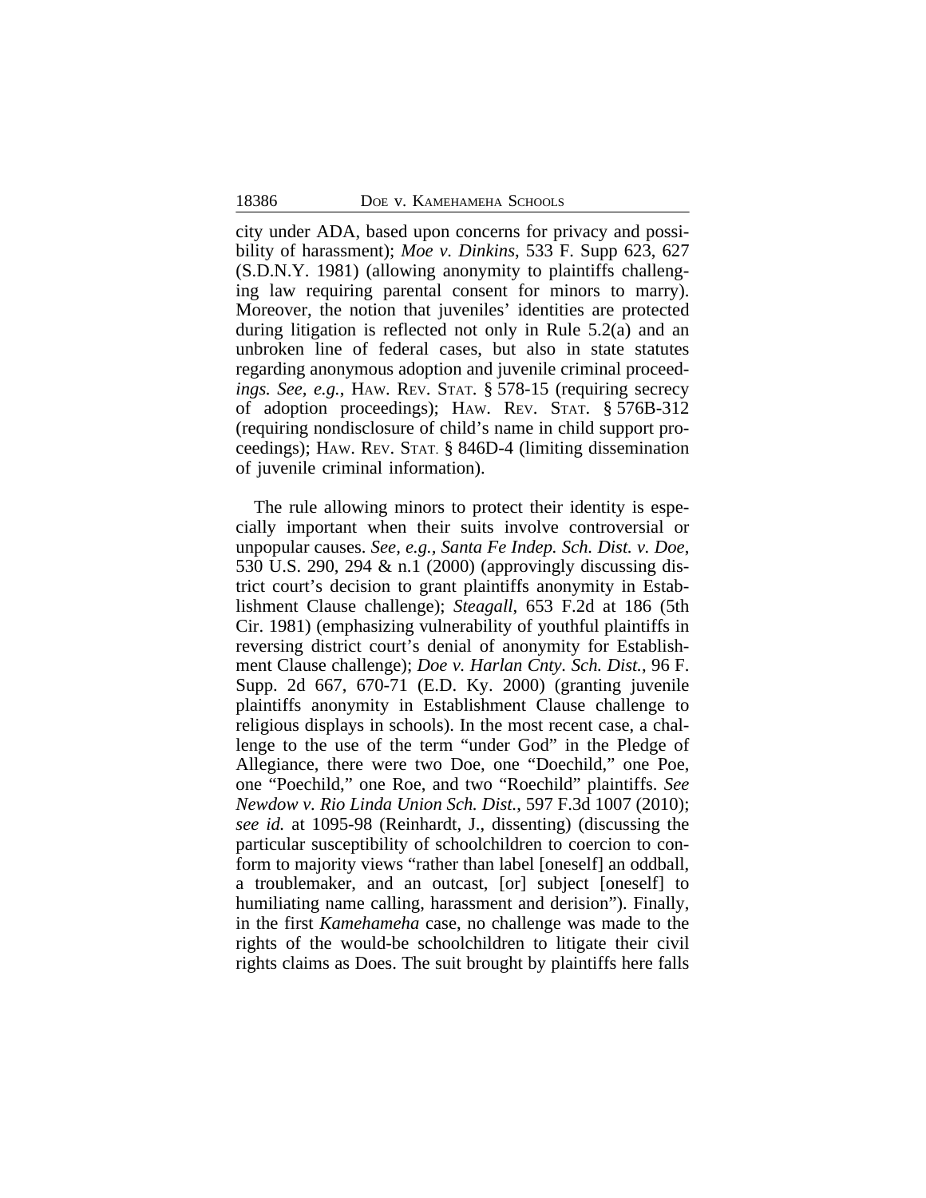city under ADA, based upon concerns for privacy and possibility of harassment); *Moe v. Dinkins*, 533 F. Supp 623, 627 (S.D.N.Y. 1981) (allowing anonymity to plaintiffs challenging law requiring parental consent for minors to marry). Moreover, the notion that juveniles' identities are protected during litigation is reflected not only in Rule 5.2(a) and an unbroken line of federal cases, but also in state statutes regarding anonymous adoption and juvenile criminal proceed*ings. See, e.g.*, HAW. REV. STAT. § 578-15 (requiring secrecy of adoption proceedings); HAW. REV. STAT. § 576B-312 (requiring nondisclosure of child's name in child support proceedings); HAW. REV. STAT. § 846D-4 (limiting dissemination of juvenile criminal information).

The rule allowing minors to protect their identity is especially important when their suits involve controversial or unpopular causes. *See, e.g., Santa Fe Indep. Sch. Dist. v. Doe*, 530 U.S. 290, 294 & n.1 (2000) (approvingly discussing district court's decision to grant plaintiffs anonymity in Establishment Clause challenge); *Steagall*, 653 F.2d at 186 (5th Cir. 1981) (emphasizing vulnerability of youthful plaintiffs in reversing district court's denial of anonymity for Establishment Clause challenge); *Doe v. Harlan Cnty. Sch. Dist.*, 96 F. Supp. 2d 667, 670-71 (E.D. Ky. 2000) (granting juvenile plaintiffs anonymity in Establishment Clause challenge to religious displays in schools). In the most recent case, a challenge to the use of the term "under God" in the Pledge of Allegiance, there were two Doe, one "Doechild," one Poe, one "Poechild," one Roe, and two "Roechild" plaintiffs. *See Newdow v. Rio Linda Union Sch. Dist.*, 597 F.3d 1007 (2010); *see id.* at 1095-98 (Reinhardt, J., dissenting) (discussing the particular susceptibility of schoolchildren to coercion to conform to majority views "rather than label [oneself] an oddball, a troublemaker, and an outcast, [or] subject [oneself] to humiliating name calling, harassment and derision"). Finally, in the first *Kamehameha* case, no challenge was made to the rights of the would-be schoolchildren to litigate their civil rights claims as Does. The suit brought by plaintiffs here falls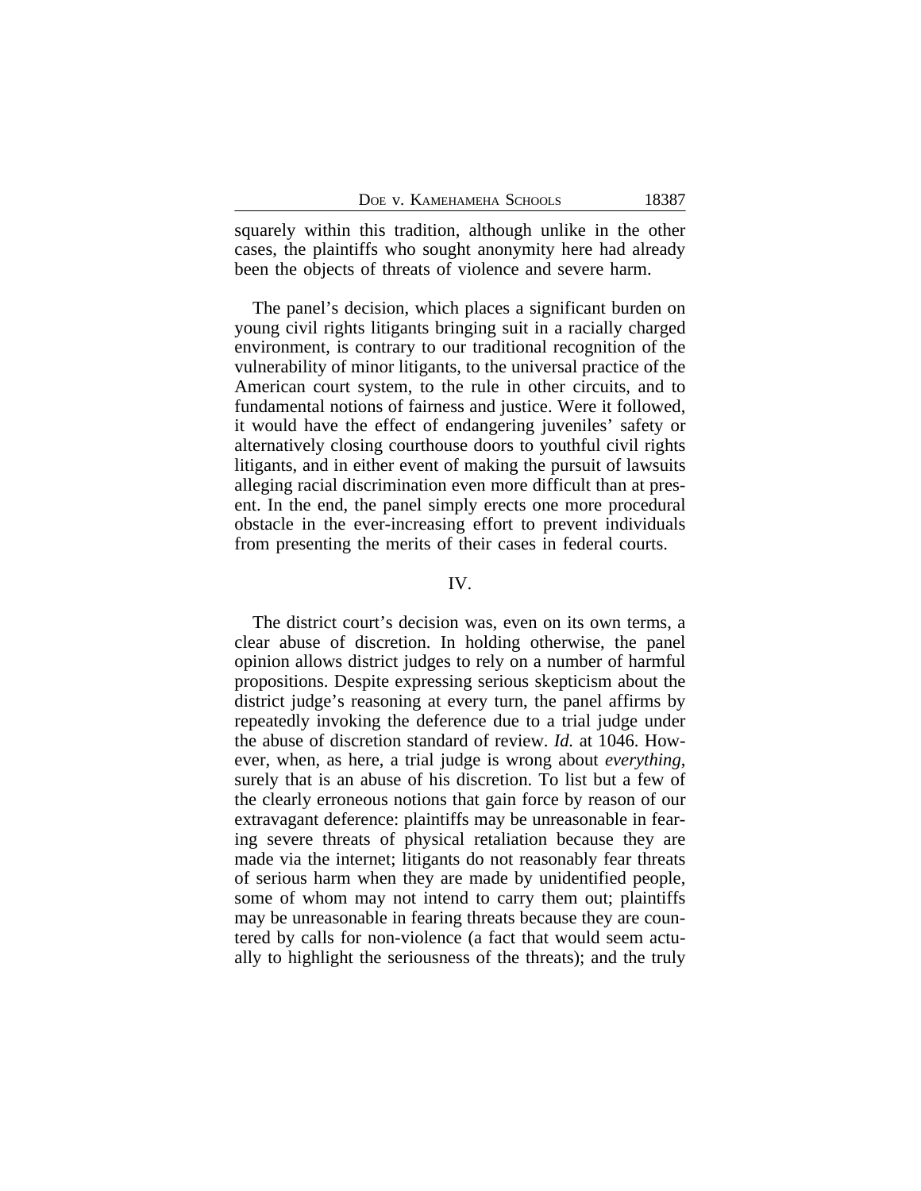squarely within this tradition, although unlike in the other cases, the plaintiffs who sought anonymity here had already been the objects of threats of violence and severe harm.

The panel's decision, which places a significant burden on young civil rights litigants bringing suit in a racially charged environment, is contrary to our traditional recognition of the vulnerability of minor litigants, to the universal practice of the American court system, to the rule in other circuits, and to fundamental notions of fairness and justice. Were it followed, it would have the effect of endangering juveniles' safety or alternatively closing courthouse doors to youthful civil rights litigants, and in either event of making the pursuit of lawsuits alleging racial discrimination even more difficult than at present. In the end, the panel simply erects one more procedural obstacle in the ever-increasing effort to prevent individuals from presenting the merits of their cases in federal courts.

## IV.

The district court's decision was, even on its own terms, a clear abuse of discretion. In holding otherwise, the panel opinion allows district judges to rely on a number of harmful propositions. Despite expressing serious skepticism about the district judge's reasoning at every turn, the panel affirms by repeatedly invoking the deference due to a trial judge under the abuse of discretion standard of review. *Id.* at 1046. However, when, as here, a trial judge is wrong about *everything*, surely that is an abuse of his discretion. To list but a few of the clearly erroneous notions that gain force by reason of our extravagant deference: plaintiffs may be unreasonable in fearing severe threats of physical retaliation because they are made via the internet; litigants do not reasonably fear threats of serious harm when they are made by unidentified people, some of whom may not intend to carry them out; plaintiffs may be unreasonable in fearing threats because they are countered by calls for non-violence (a fact that would seem actually to highlight the seriousness of the threats); and the truly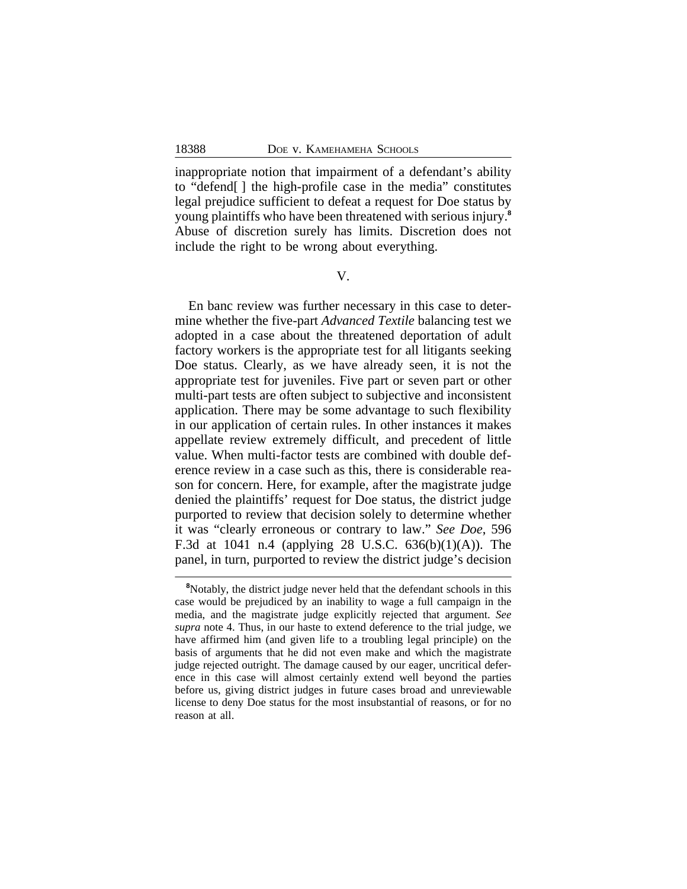inappropriate notion that impairment of a defendant's ability to "defend[ ] the high-profile case in the media" constitutes legal prejudice sufficient to defeat a request for Doe status by young plaintiffs who have been threatened with serious injury.[8] Abuse of discretion surely has limits. Discretion does not include the right to be wrong about everything.

## V.

En banc review was further necessary in this case to determine whether the five-part *Advanced Textile* balancing test we adopted in a case about the threatened deportation of adult factory workers is the appropriate test for all litigants seeking Doe status. Clearly, as we have already seen, it is not the appropriate test for juveniles. Five part or seven part or other multi-part tests are often subject to subjective and inconsistent application. There may be some advantage to such flexibility in our application of certain rules. In other instances it makes appellate review extremely difficult, and precedent of little value. When multi-factor tests are combined with double deference review in a case such as this, there is considerable reason for concern. Here, for example, after the magistrate judge denied the plaintiffs' request for Doe status, the district judge purported to review that decision solely to determine whether it was "clearly erroneous or contrary to law." *See Doe*, 596 F.3d at 1041 n.4 (applying 28 U.S.C. 636(b)(1)(A)). The panel, in turn, purported to review the district judge's decision

[8]Notably, the district judge never held that the defendant schools in this case would be prejudiced by an inability to wage a full campaign in the media, and the magistrate judge explicitly rejected that argument. *See supra* note 4. Thus, in our haste to extend deference to the trial judge, we have affirmed him (and given life to a troubling legal principle) on the basis of arguments that he did not even make and which the magistrate judge rejected outright. The damage caused by our eager, uncritical deference in this case will almost certainly extend well beyond the parties before us, giving district judges in future cases broad and unreviewable license to deny Doe status for the most insubstantial of reasons, or for no reason at all.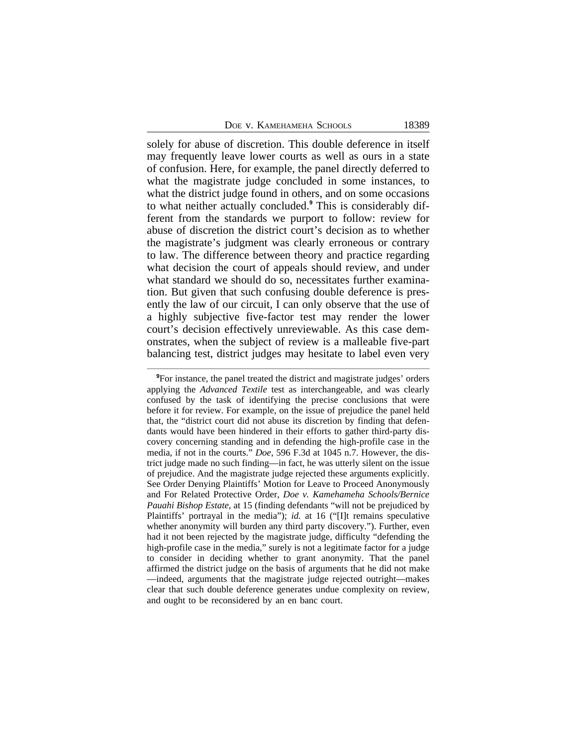solely for abuse of discretion. This double deference in itself may frequently leave lower courts as well as ours in a state of confusion. Here, for example, the panel directly deferred to what the magistrate judge concluded in some instances, to what the district judge found in others, and on some occasions to what neither actually concluded.[9] This is considerably different from the standards we purport to follow: review for abuse of discretion the district court's decision as to whether the magistrate's judgment was clearly erroneous or contrary to law. The difference between theory and practice regarding what decision the court of appeals should review, and under what standard we should do so, necessitates further examination. But given that such confusing double deference is presently the law of our circuit, I can only observe that the use of a highly subjective five-factor test may render the lower court's decision effectively unreviewable. As this case demonstrates, when the subject of review is a malleable five-part balancing test, district judges may hesitate to label even very

---

[9]For instance, the panel treated the district and magistrate judges' orders applying the *Advanced Textile* test as interchangeable, and was clearly confused by the task of identifying the precise conclusions that were before it for review. For example, on the issue of prejudice the panel held that, the "district court did not abuse its discretion by finding that defendants would have been hindered in their efforts to gather third-party discovery concerning standing and in defending the high-profile case in the media, if not in the courts." *Doe*, 596 F.3d at 1045 n.7. However, the district judge made no such finding—in fact, he was utterly silent on the issue of prejudice. And the magistrate judge rejected these arguments explicitly. See Order Denying Plaintiffs' Motion for Leave to Proceed Anonymously and For Related Protective Order, *Doe v. Kamehameha Schools/Bernice Pauahi Bishop Estate*, at 15 (finding defendants "will not be prejudiced by Plaintiffs' portrayal in the media"); *id.* at 16 ("[I]t remains speculative whether anonymity will burden any third party discovery."). Further, even had it not been rejected by the magistrate judge, difficulty "defending the high-profile case in the media," surely is not a legitimate factor for a judge to consider in deciding whether to grant anonymity. That the panel affirmed the district judge on the basis of arguments that he did not make —indeed, arguments that the magistrate judge rejected outright—makes clear that such double deference generates undue complexity on review, and ought to be reconsidered by an en banc court.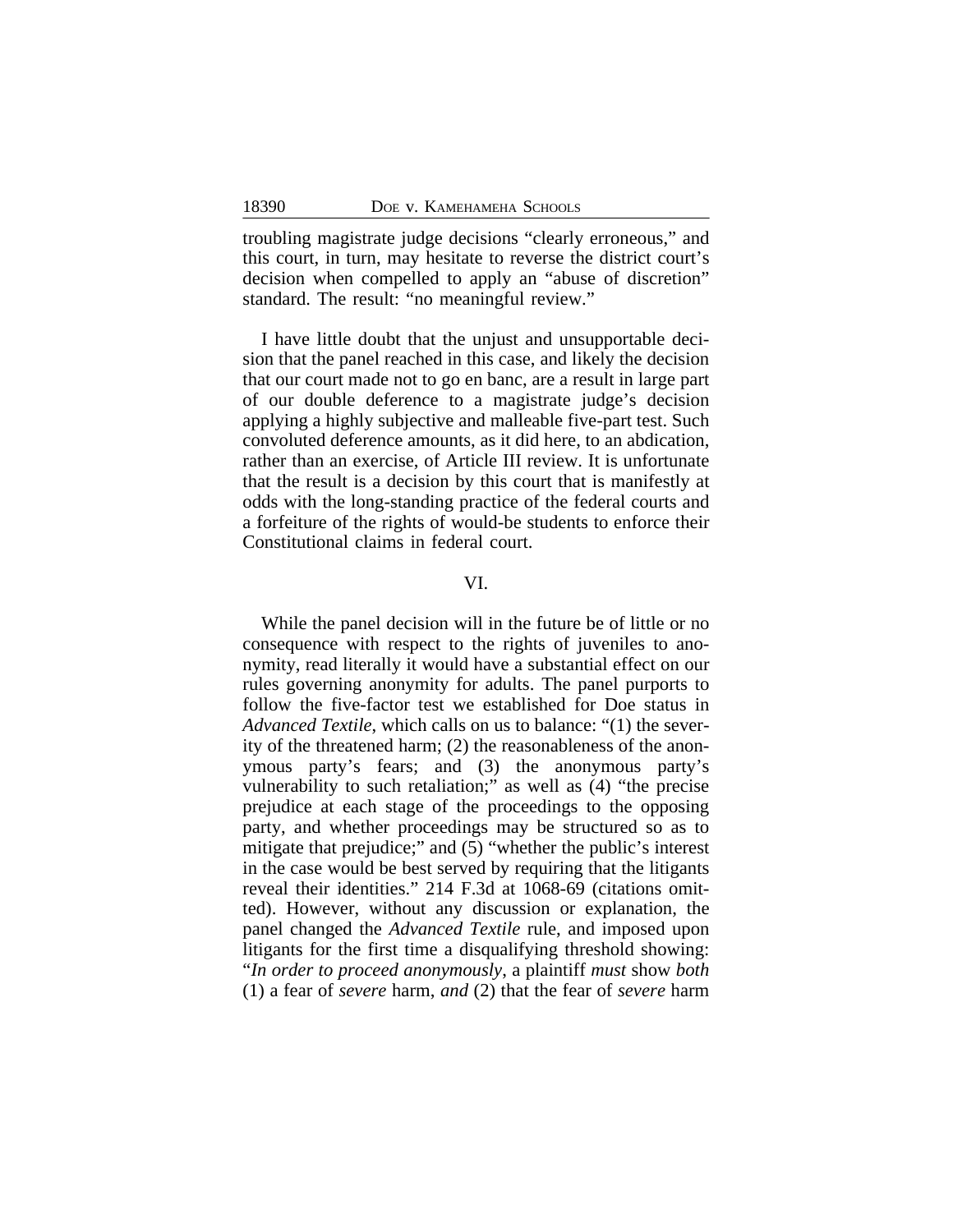troubling magistrate judge decisions "clearly erroneous," and this court, in turn, may hesitate to reverse the district court's decision when compelled to apply an "abuse of discretion" standard. The result: "no meaningful review."

I have little doubt that the unjust and unsupportable decision that the panel reached in this case, and likely the decision that our court made not to go en banc, are a result in large part of our double deference to a magistrate judge's decision applying a highly subjective and malleable five-part test. Such convoluted deference amounts, as it did here, to an abdication, rather than an exercise, of Article III review. It is unfortunate that the result is a decision by this court that is manifestly at odds with the long-standing practice of the federal courts and a forfeiture of the rights of would-be students to enforce their Constitutional claims in federal court.

VI.

While the panel decision will in the future be of little or no consequence with respect to the rights of juveniles to anonymity, read literally it would have a substantial effect on our rules governing anonymity for adults. The panel purports to follow the five-factor test we established for Doe status in *Advanced Textile*, which calls on us to balance: "(1) the severity of the threatened harm; (2) the reasonableness of the anonymous party's fears; and (3) the anonymous party's vulnerability to such retaliation;" as well as (4) "the precise prejudice at each stage of the proceedings to the opposing party, and whether proceedings may be structured so as to mitigate that prejudice;" and (5) "whether the public's interest in the case would be best served by requiring that the litigants reveal their identities." 214 F.3d at 1068-69 (citations omitted). However, without any discussion or explanation, the panel changed the *Advanced Textile* rule, and imposed upon litigants for the first time a disqualifying threshold showing: "*In order to proceed anonymously*, a plaintiff *must* show *both* (1) a fear of *severe* harm, *and* (2) that the fear of *severe* harm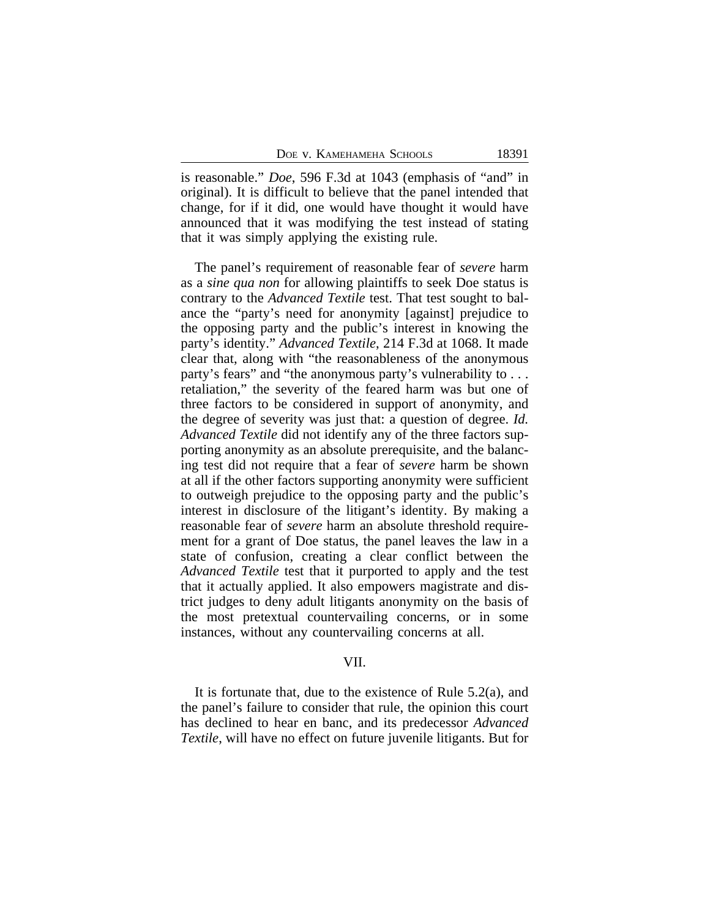is reasonable." *Doe*, 596 F.3d at 1043 (emphasis of "and" in original). It is difficult to believe that the panel intended that change, for if it did, one would have thought it would have announced that it was modifying the test instead of stating that it was simply applying the existing rule.

The panel's requirement of reasonable fear of *severe* harm as a *sine qua non* for allowing plaintiffs to seek Doe status is contrary to the *Advanced Textile* test. That test sought to balance the "party's need for anonymity [against] prejudice to the opposing party and the public's interest in knowing the party's identity." *Advanced Textile*, 214 F.3d at 1068. It made clear that, along with "the reasonableness of the anonymous party's fears" and "the anonymous party's vulnerability to . . . retaliation," the severity of the feared harm was but one of three factors to be considered in support of anonymity, and the degree of severity was just that: a question of degree. *Id. Advanced Textile* did not identify any of the three factors supporting anonymity as an absolute prerequisite, and the balancing test did not require that a fear of *severe* harm be shown at all if the other factors supporting anonymity were sufficient to outweigh prejudice to the opposing party and the public's interest in disclosure of the litigant's identity. By making a reasonable fear of *severe* harm an absolute threshold requirement for a grant of Doe status, the panel leaves the law in a state of confusion, creating a clear conflict between the *Advanced Textile* test that it purported to apply and the test that it actually applied. It also empowers magistrate and district judges to deny adult litigants anonymity on the basis of the most pretextual countervailing concerns, or in some instances, without any countervailing concerns at all.

## VII.

It is fortunate that, due to the existence of Rule 5.2(a), and the panel's failure to consider that rule, the opinion this court has declined to hear en banc, and its predecessor *Advanced Textile*, will have no effect on future juvenile litigants. But for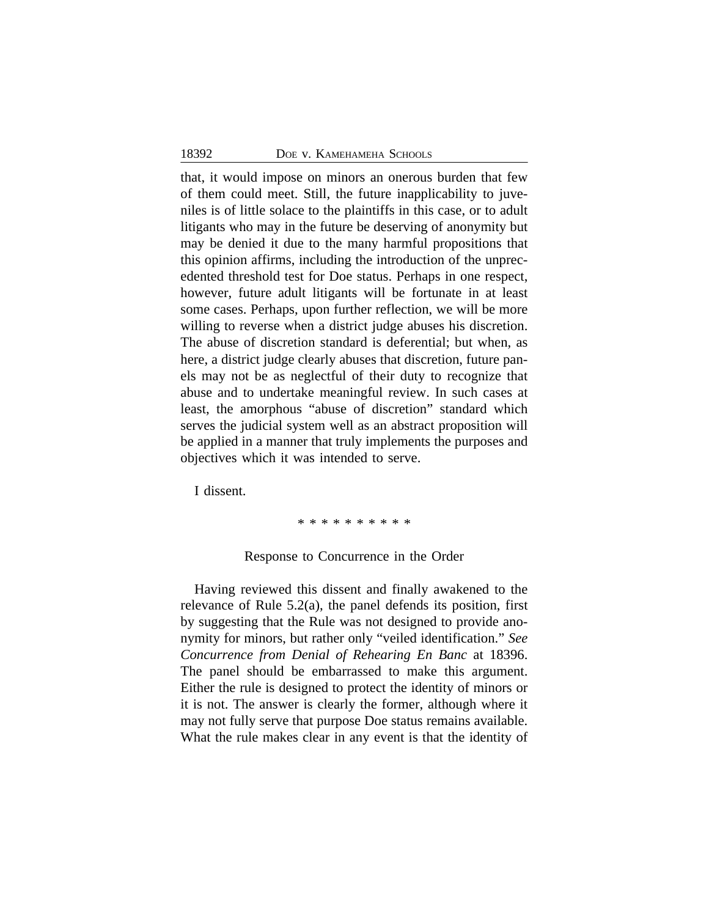that, it would impose on minors an onerous burden that few of them could meet. Still, the future inapplicability to juveniles is of little solace to the plaintiffs in this case, or to adult litigants who may in the future be deserving of anonymity but may be denied it due to the many harmful propositions that this opinion affirms, including the introduction of the unprecedented threshold test for Doe status. Perhaps in one respect, however, future adult litigants will be fortunate in at least some cases. Perhaps, upon further reflection, we will be more willing to reverse when a district judge abuses his discretion. The abuse of discretion standard is deferential; but when, as here, a district judge clearly abuses that discretion, future panels may not be as neglectful of their duty to recognize that abuse and to undertake meaningful review. In such cases at least, the amorphous "abuse of discretion" standard which serves the judicial system well as an abstract proposition will be applied in a manner that truly implements the purposes and objectives which it was intended to serve.

I dissent.

* * * * * * * * * *

Response to Concurrence in the Order

Having reviewed this dissent and finally awakened to the relevance of Rule 5.2(a), the panel defends its position, first by suggesting that the Rule was not designed to provide anonymity for minors, but rather only "veiled identification." *See Concurrence from Denial of Rehearing En Banc* at 18396. The panel should be embarrassed to make this argument. Either the rule is designed to protect the identity of minors or it is not. The answer is clearly the former, although where it may not fully serve that purpose Doe status remains available. What the rule makes clear in any event is that the identity of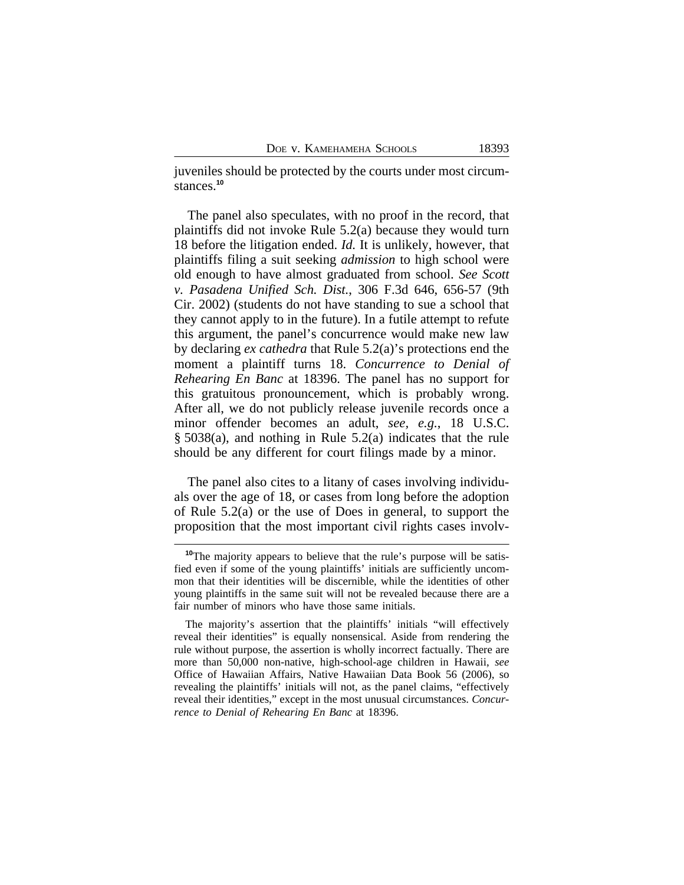juveniles should be protected by the courts under most circumstances.[10]

The panel also speculates, with no proof in the record, that plaintiffs did not invoke Rule 5.2(a) because they would turn 18 before the litigation ended. *Id.* It is unlikely, however, that plaintiffs filing a suit seeking *admission* to high school were old enough to have almost graduated from school. *See Scott v. Pasadena Unified Sch. Dist.*, 306 F.3d 646, 656-57 (9th Cir. 2002) (students do not have standing to sue a school that they cannot apply to in the future). In a futile attempt to refute this argument, the panel's concurrence would make new law by declaring *ex cathedra* that Rule 5.2(a)'s protections end the moment a plaintiff turns 18. *Concurrence to Denial of Rehearing En Banc* at 18396. The panel has no support for this gratuitous pronouncement, which is probably wrong. After all, we do not publicly release juvenile records once a minor offender becomes an adult, *see, e.g.*, 18 U.S.C. § 5038(a), and nothing in Rule 5.2(a) indicates that the rule should be any different for court filings made by a minor.

The panel also cites to a litany of cases involving individuals over the age of 18, or cases from long before the adoption of Rule 5.2(a) or the use of Does in general, to support the proposition that the most important civil rights cases involv-

---

[10]The majority appears to believe that the rule's purpose will be satisfied even if some of the young plaintiffs' initials are sufficiently uncommon that their identities will be discernible, while the identities of other young plaintiffs in the same suit will not be revealed because there are a fair number of minors who have those same initials.

The majority's assertion that the plaintiffs' initials "will effectively reveal their identities" is equally nonsensical. Aside from rendering the rule without purpose, the assertion is wholly incorrect factually. There are more than 50,000 non-native, high-school-age children in Hawaii, *see* Office of Hawaiian Affairs, Native Hawaiian Data Book 56 (2006), so revealing the plaintiffs' initials will not, as the panel claims, "effectively reveal their identities," except in the most unusual circumstances. *Concurrence to Denial of Rehearing En Banc* at 18396.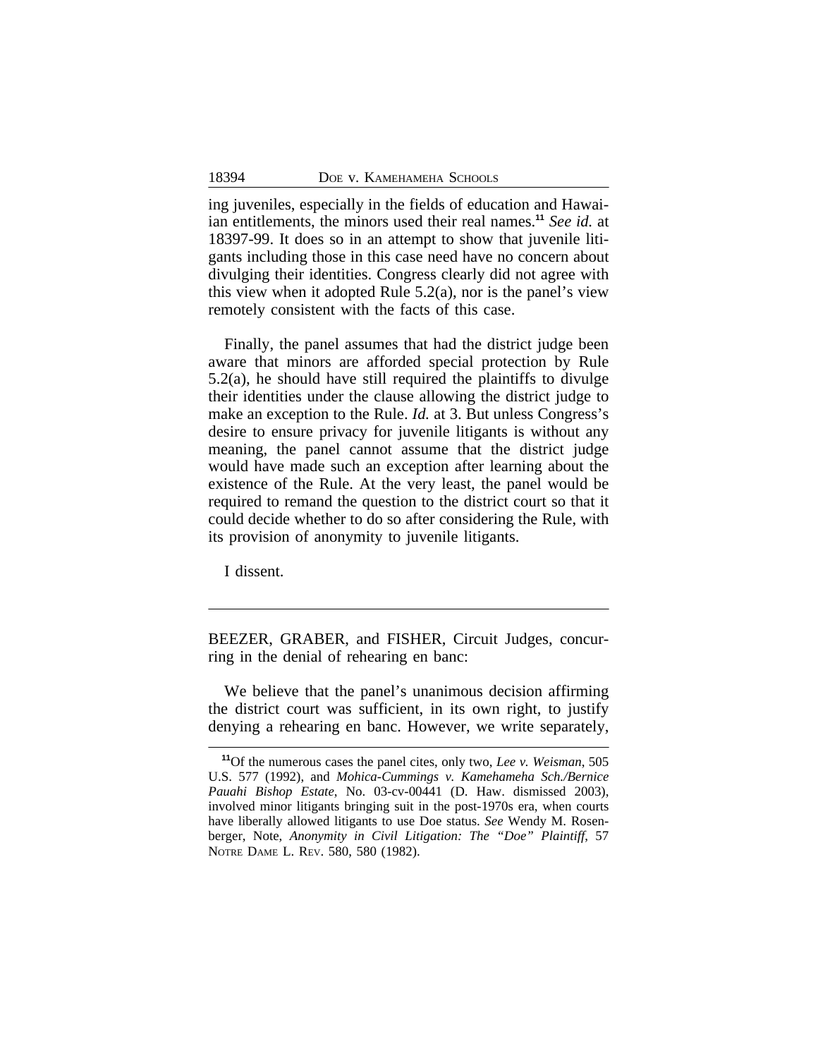ing juveniles, especially in the fields of education and Hawaiian entitlements, the minors used their real names.[11] *See id.* at 18397-99. It does so in an attempt to show that juvenile litigants including those in this case need have no concern about divulging their identities. Congress clearly did not agree with this view when it adopted Rule 5.2(a), nor is the panel's view remotely consistent with the facts of this case.

Finally, the panel assumes that had the district judge been aware that minors are afforded special protection by Rule 5.2(a), he should have still required the plaintiffs to divulge their identities under the clause allowing the district judge to make an exception to the Rule. *Id.* at 3. But unless Congress's desire to ensure privacy for juvenile litigants is without any meaning, the panel cannot assume that the district judge would have made such an exception after learning about the existence of the Rule. At the very least, the panel would be required to remand the question to the district court so that it could decide whether to do so after considering the Rule, with its provision of anonymity to juvenile litigants.

I dissent.

---

BEEZER, GRABER, and FISHER, Circuit Judges, concurring in the denial of rehearing en banc:

We believe that the panel's unanimous decision affirming the district court was sufficient, in its own right, to justify denying a rehearing en banc. However, we write separately,

---

[11] Of the numerous cases the panel cites, only two, *Lee v. Weisman*, 505 U.S. 577 (1992), and *Mohica-Cummings v. Kamehameha Sch./Bernice Pauahi Bishop Estate*, No. 03-cv-00441 (D. Haw. dismissed 2003), involved minor litigants bringing suit in the post-1970s era, when courts have liberally allowed litigants to use Doe status. *See* Wendy M. Rosenberger, Note, *Anonymity in Civil Litigation: The "Doe" Plaintiff*, 57 NOTRE DAME L. REV. 580, 580 (1982).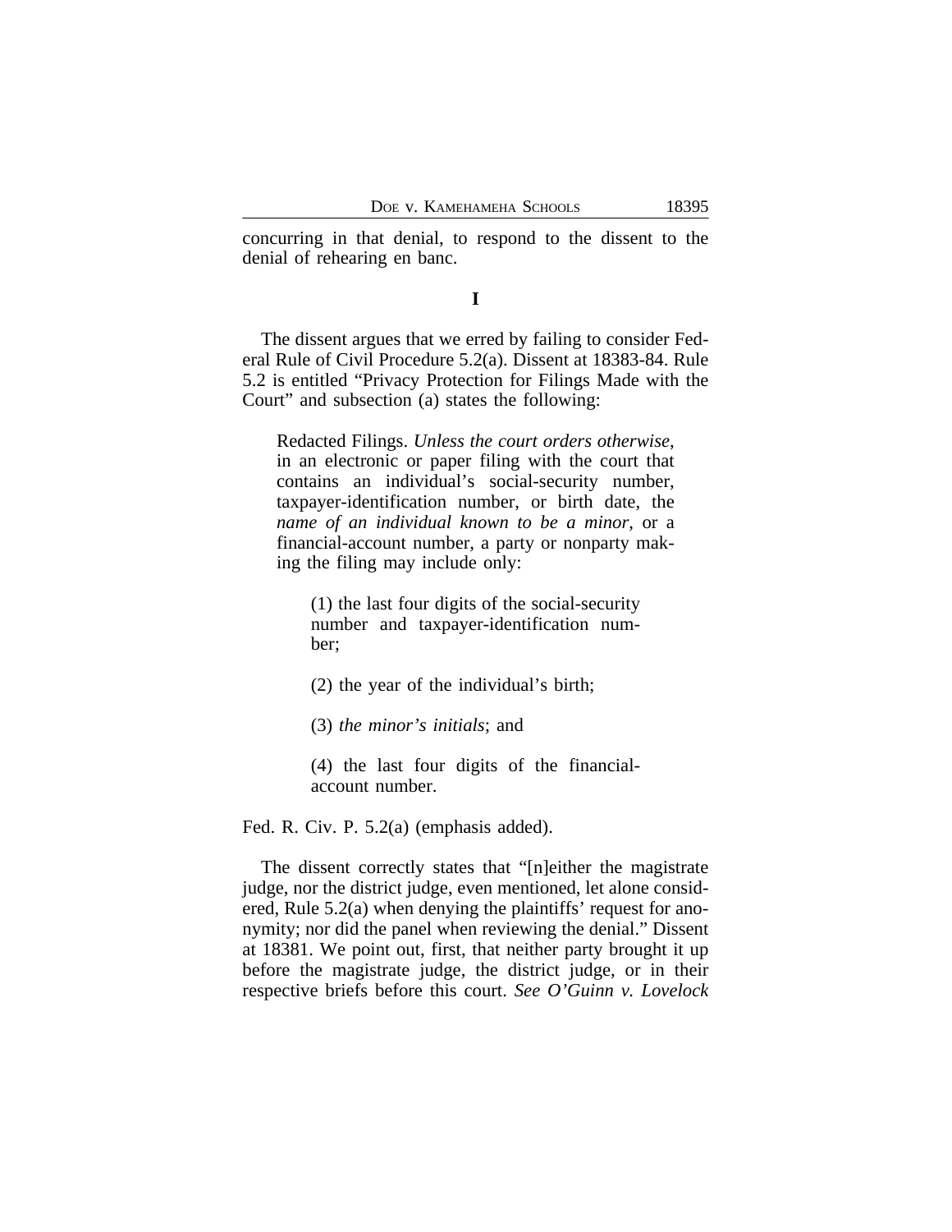concurring in that denial, to respond to the dissent to the denial of rehearing en banc.

**I**

The dissent argues that we erred by failing to consider Federal Rule of Civil Procedure 5.2(a). Dissent at 18383-84. Rule 5.2 is entitled "Privacy Protection for Filings Made with the Court" and subsection (a) states the following:

> Redacted Filings. *Unless the court orders otherwise*, in an electronic or paper filing with the court that contains an individual's social-security number, taxpayer-identification number, or birth date, the *name of an individual known to be a minor*, or a financial-account number, a party or nonparty making the filing may include only:
>
> > (1) the last four digits of the social-security number and taxpayer-identification number;
> >
> > (2) the year of the individual's birth;
> >
> > (3) *the minor's initials*; and
> >
> > (4) the last four digits of the financial-account number.

Fed. R. Civ. P. 5.2(a) (emphasis added).

The dissent correctly states that "[n]either the magistrate judge, nor the district judge, even mentioned, let alone considered, Rule 5.2(a) when denying the plaintiffs' request for anonymity; nor did the panel when reviewing the denial." Dissent at 18381. We point out, first, that neither party brought it up before the magistrate judge, the district judge, or in their respective briefs before this court. *See O'Guinn v. Lovelock*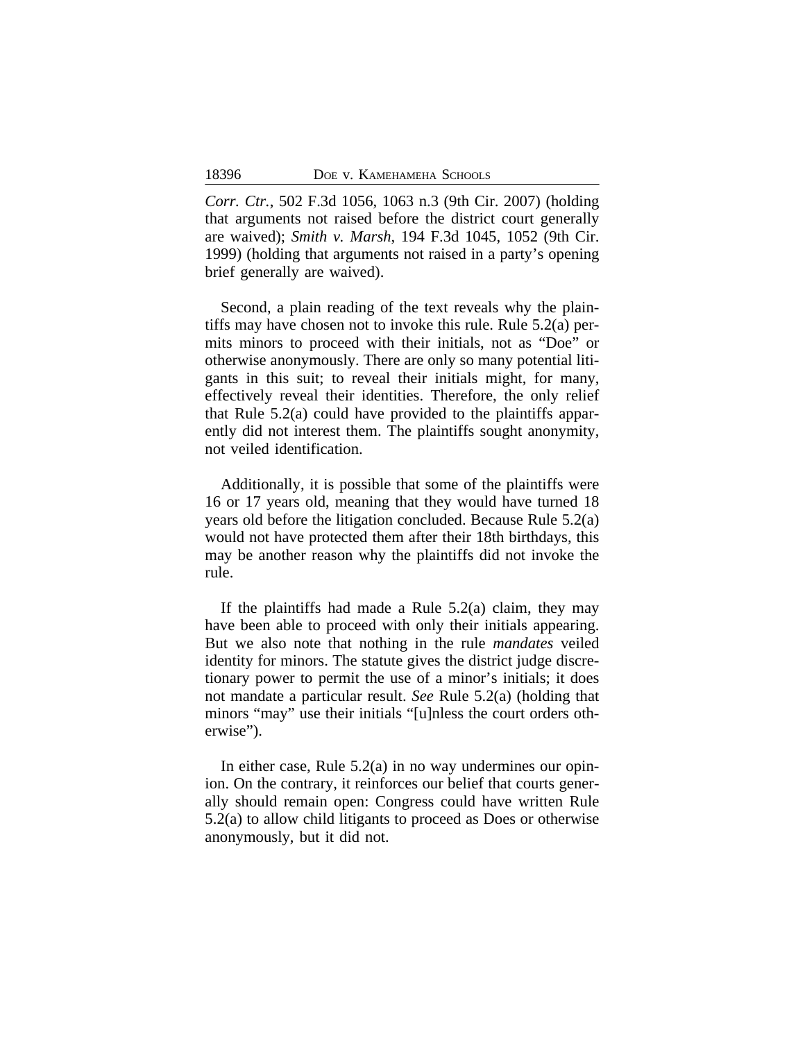*Corr. Ctr.*, 502 F.3d 1056, 1063 n.3 (9th Cir. 2007) (holding that arguments not raised before the district court generally are waived); *Smith v. Marsh*, 194 F.3d 1045, 1052 (9th Cir. 1999) (holding that arguments not raised in a party's opening brief generally are waived).

Second, a plain reading of the text reveals why the plaintiffs may have chosen not to invoke this rule. Rule 5.2(a) permits minors to proceed with their initials, not as "Doe" or otherwise anonymously. There are only so many potential litigants in this suit; to reveal their initials might, for many, effectively reveal their identities. Therefore, the only relief that Rule 5.2(a) could have provided to the plaintiffs apparently did not interest them. The plaintiffs sought anonymity, not veiled identification.

Additionally, it is possible that some of the plaintiffs were 16 or 17 years old, meaning that they would have turned 18 years old before the litigation concluded. Because Rule 5.2(a) would not have protected them after their 18th birthdays, this may be another reason why the plaintiffs did not invoke the rule.

If the plaintiffs had made a Rule 5.2(a) claim, they may have been able to proceed with only their initials appearing. But we also note that nothing in the rule *mandates* veiled identity for minors. The statute gives the district judge discretionary power to permit the use of a minor's initials; it does not mandate a particular result. *See* Rule 5.2(a) (holding that minors "may" use their initials "[u]nless the court orders otherwise").

In either case, Rule 5.2(a) in no way undermines our opinion. On the contrary, it reinforces our belief that courts generally should remain open: Congress could have written Rule 5.2(a) to allow child litigants to proceed as Does or otherwise anonymously, but it did not.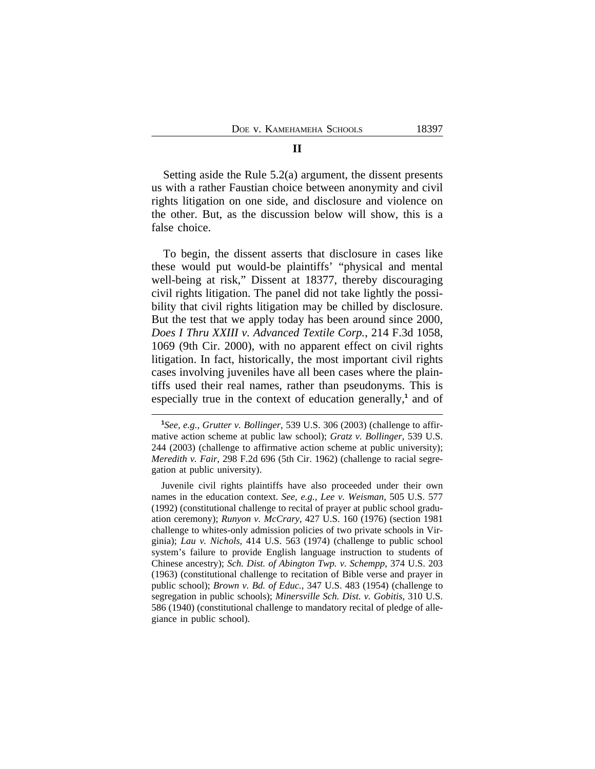## II

Setting aside the Rule 5.2(a) argument, the dissent presents us with a rather Faustian choice between anonymity and civil rights litigation on one side, and disclosure and violence on the other. But, as the discussion below will show, this is a false choice.

To begin, the dissent asserts that disclosure in cases like these would put would-be plaintiffs' "physical and mental well-being at risk," Dissent at 18377, thereby discouraging civil rights litigation. The panel did not take lightly the possibility that civil rights litigation may be chilled by disclosure. But the test that we apply today has been around since 2000, *Does I Thru XXIII v. Advanced Textile Corp.*, 214 F.3d 1058, 1069 (9th Cir. 2000), with no apparent effect on civil rights litigation. In fact, historically, the most important civil rights cases involving juveniles have all been cases where the plaintiffs used their real names, rather than pseudonyms. This is especially true in the context of education generally,[1] and of

---

[1]*See, e.g.*, *Grutter v. Bollinger*, 539 U.S. 306 (2003) (challenge to affirmative action scheme at public law school); *Gratz v. Bollinger*, 539 U.S. 244 (2003) (challenge to affirmative action scheme at public university); *Meredith v. Fair*, 298 F.2d 696 (5th Cir. 1962) (challenge to racial segregation at public university).

Juvenile civil rights plaintiffs have also proceeded under their own names in the education context. *See, e.g.*, *Lee v. Weisman*, 505 U.S. 577 (1992) (constitutional challenge to recital of prayer at public school graduation ceremony); *Runyon v. McCrary*, 427 U.S. 160 (1976) (section 1981 challenge to whites-only admission policies of two private schools in Virginia); *Lau v. Nichols*, 414 U.S. 563 (1974) (challenge to public school system's failure to provide English language instruction to students of Chinese ancestry); *Sch. Dist. of Abington Twp. v. Schempp*, 374 U.S. 203 (1963) (constitutional challenge to recitation of Bible verse and prayer in public school); *Brown v. Bd. of Educ.*, 347 U.S. 483 (1954) (challenge to segregation in public schools); *Minersville Sch. Dist. v. Gobitis*, 310 U.S. 586 (1940) (constitutional challenge to mandatory recital of pledge of allegiance in public school).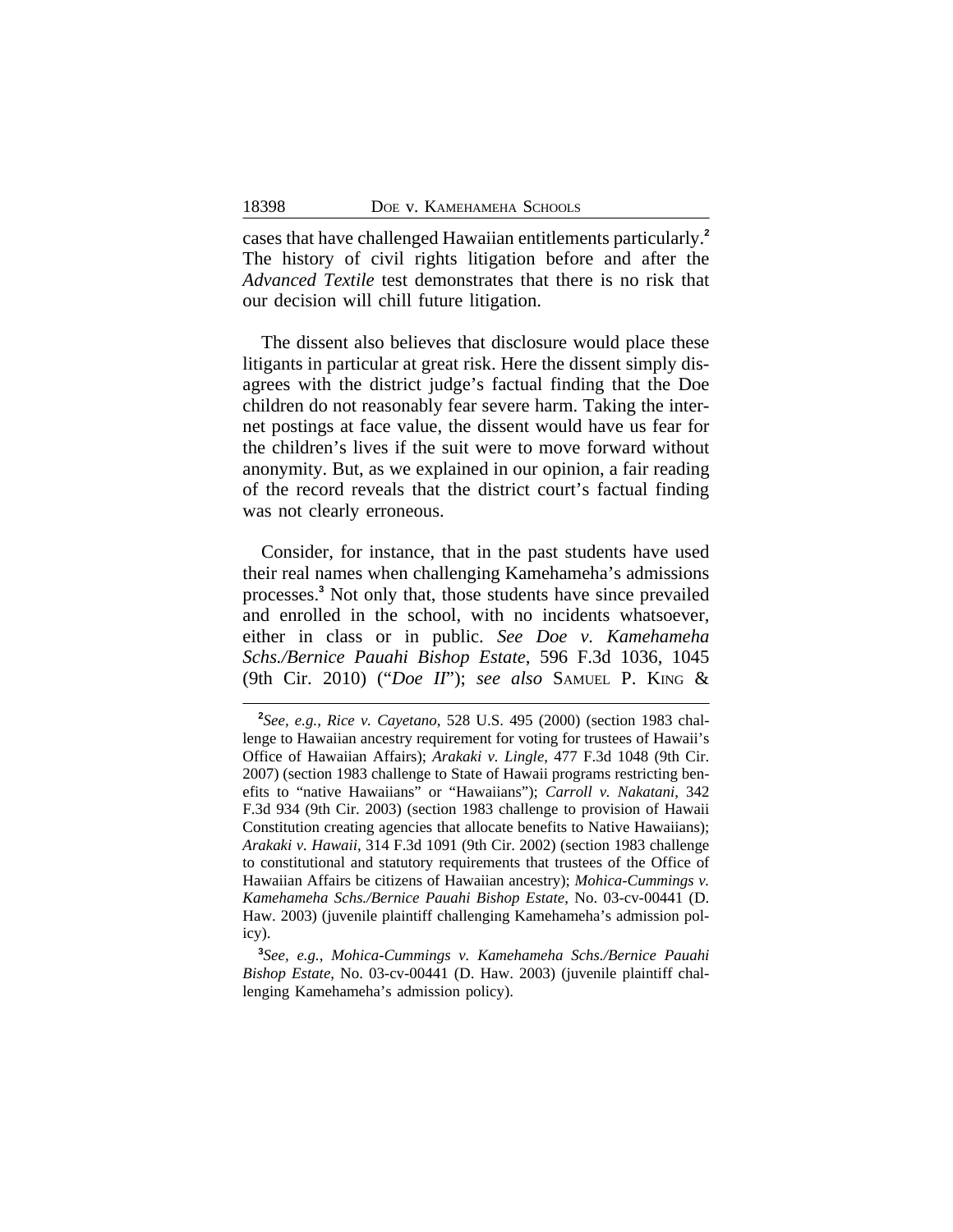cases that have challenged Hawaiian entitlements particularly.[2] The history of civil rights litigation before and after the *Advanced Textile* test demonstrates that there is no risk that our decision will chill future litigation.

The dissent also believes that disclosure would place these litigants in particular at great risk. Here the dissent simply disagrees with the district judge's factual finding that the Doe children do not reasonably fear severe harm. Taking the internet postings at face value, the dissent would have us fear for the children's lives if the suit were to move forward without anonymity. But, as we explained in our opinion, a fair reading of the record reveals that the district court's factual finding was not clearly erroneous.

Consider, for instance, that in the past students have used their real names when challenging Kamehameha's admissions processes.[3] Not only that, those students have since prevailed and enrolled in the school, with no incidents whatsoever, either in class or in public. *See Doe v. Kamehameha Schs./Bernice Pauahi Bishop Estate*, 596 F.3d 1036, 1045 (9th Cir. 2010) ("*Doe II*"); *see also* SAMUEL P. KING &

---

[2]*See, e.g.*, *Rice v. Cayetano*, 528 U.S. 495 (2000) (section 1983 challenge to Hawaiian ancestry requirement for voting for trustees of Hawaii's Office of Hawaiian Affairs); *Arakaki v. Lingle*, 477 F.3d 1048 (9th Cir. 2007) (section 1983 challenge to State of Hawaii programs restricting benefits to "native Hawaiians" or "Hawaiians"); *Carroll v. Nakatani*, 342 F.3d 934 (9th Cir. 2003) (section 1983 challenge to provision of Hawaii Constitution creating agencies that allocate benefits to Native Hawaiians); *Arakaki v. Hawaii*, 314 F.3d 1091 (9th Cir. 2002) (section 1983 challenge to constitutional and statutory requirements that trustees of the Office of Hawaiian Affairs be citizens of Hawaiian ancestry); *Mohica-Cummings v. Kamehameha Schs./Bernice Pauahi Bishop Estate*, No. 03-cv-00441 (D. Haw. 2003) (juvenile plaintiff challenging Kamehameha's admission policy).

[3]*See, e.g.*, *Mohica-Cummings v. Kamehameha Schs./Bernice Pauahi Bishop Estate*, No. 03-cv-00441 (D. Haw. 2003) (juvenile plaintiff challenging Kamehameha's admission policy).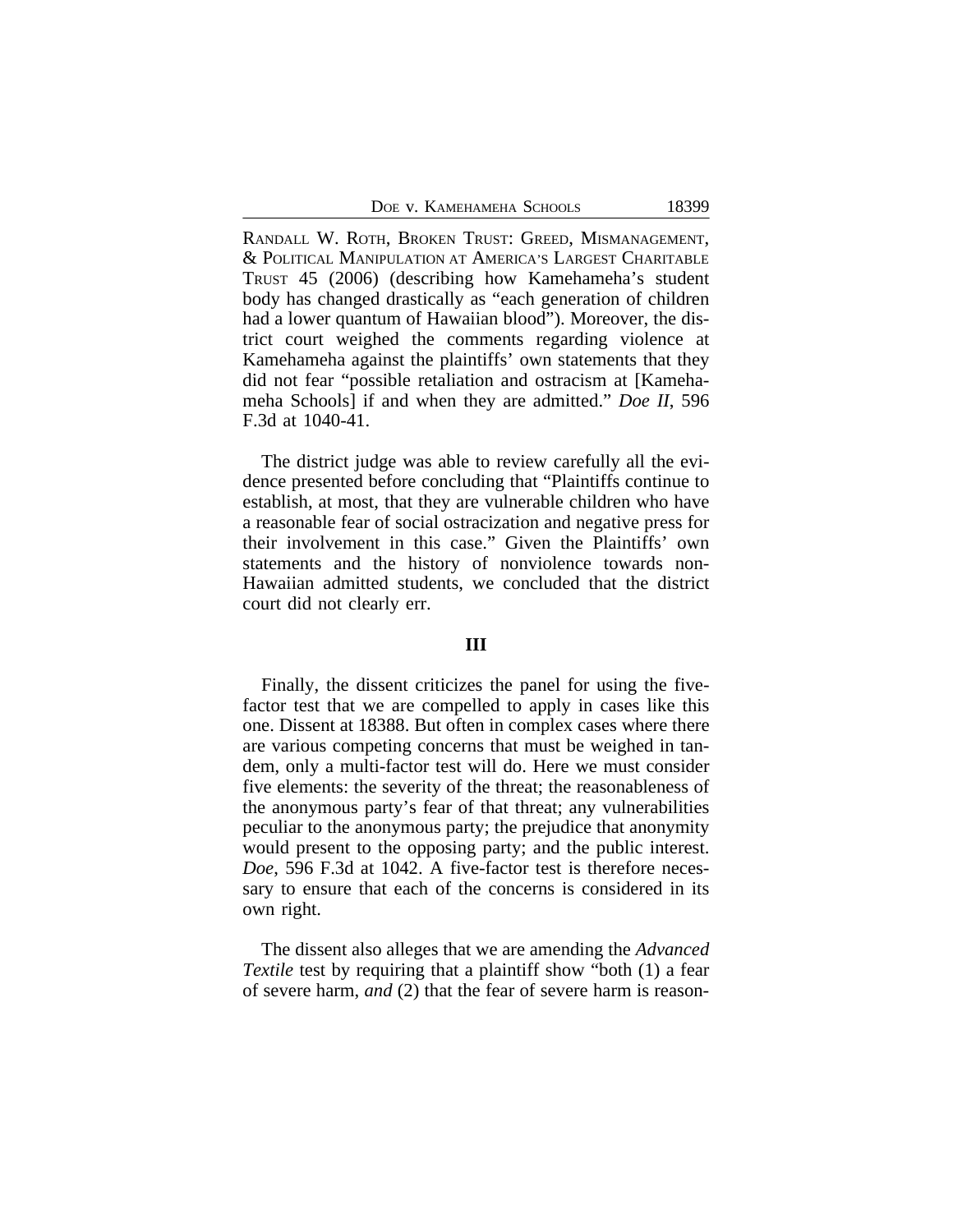RANDALL W. ROTH, BROKEN TRUST: GREED, MISMANAGEMENT, & POLITICAL MANIPULATION AT AMERICA'S LARGEST CHARITABLE TRUST 45 (2006) (describing how Kamehameha's student body has changed drastically as "each generation of children had a lower quantum of Hawaiian blood"). Moreover, the district court weighed the comments regarding violence at Kamehameha against the plaintiffs' own statements that they did not fear "possible retaliation and ostracism at [Kamehameha Schools] if and when they are admitted." *Doe II*, 596 F.3d at 1040-41.

The district judge was able to review carefully all the evidence presented before concluding that "Plaintiffs continue to establish, at most, that they are vulnerable children who have a reasonable fear of social ostracization and negative press for their involvement in this case." Given the Plaintiffs' own statements and the history of nonviolence towards non-Hawaiian admitted students, we concluded that the district court did not clearly err.

## III

Finally, the dissent criticizes the panel for using the five-factor test that we are compelled to apply in cases like this one. Dissent at 18388. But often in complex cases where there are various competing concerns that must be weighed in tandem, only a multi-factor test will do. Here we must consider five elements: the severity of the threat; the reasonableness of the anonymous party's fear of that threat; any vulnerabilities peculiar to the anonymous party; the prejudice that anonymity would present to the opposing party; and the public interest. *Doe*, 596 F.3d at 1042. A five-factor test is therefore necessary to ensure that each of the concerns is considered in its own right.

The dissent also alleges that we are amending the *Advanced Textile* test by requiring that a plaintiff show "both (1) a fear of severe harm, *and* (2) that the fear of severe harm is reason-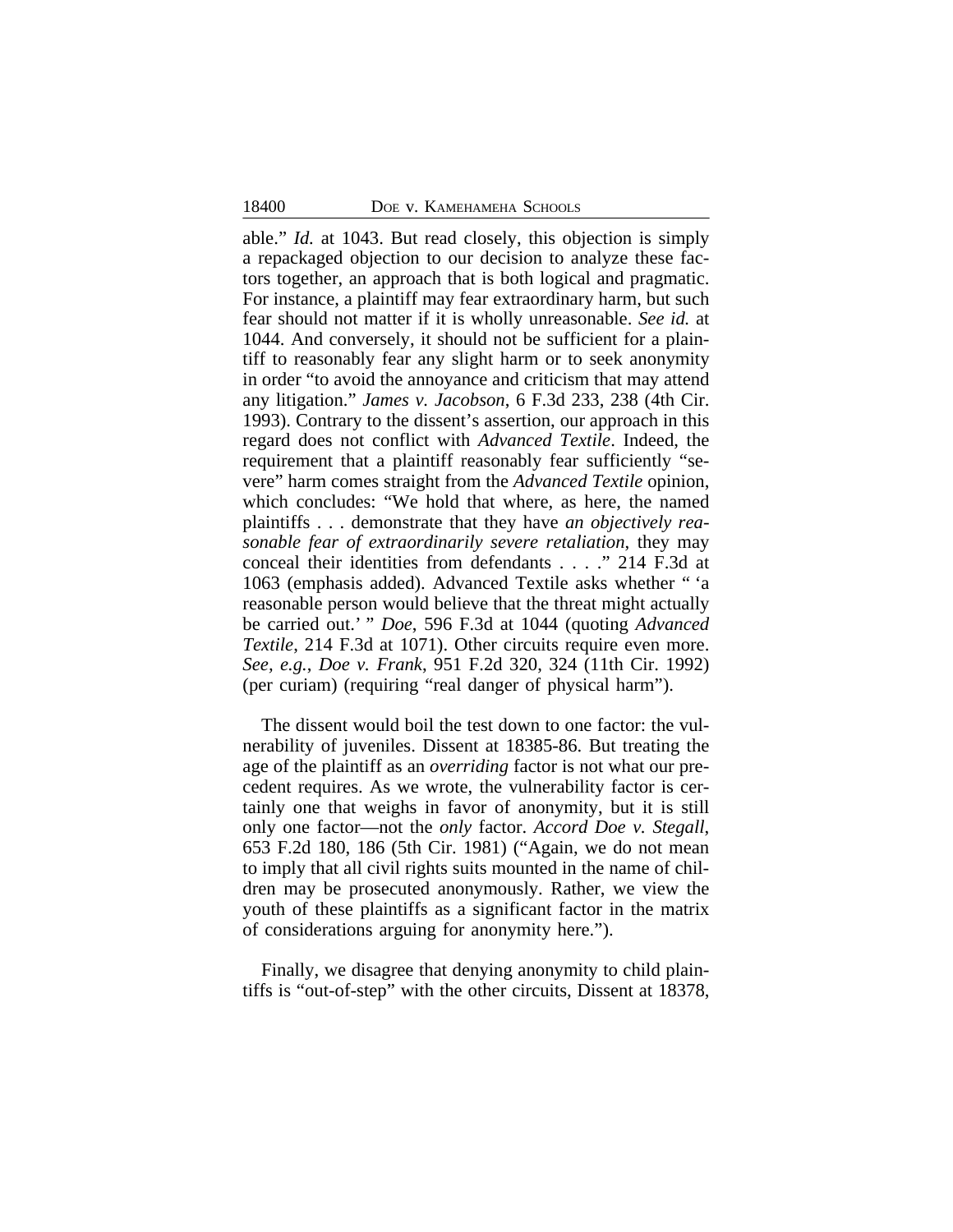able." *Id.* at 1043. But read closely, this objection is simply a repackaged objection to our decision to analyze these factors together, an approach that is both logical and pragmatic. For instance, a plaintiff may fear extraordinary harm, but such fear should not matter if it is wholly unreasonable. *See id.* at 1044. And conversely, it should not be sufficient for a plaintiff to reasonably fear any slight harm or to seek anonymity in order "to avoid the annoyance and criticism that may attend any litigation." *James v. Jacobson*, 6 F.3d 233, 238 (4th Cir. 1993). Contrary to the dissent's assertion, our approach in this regard does not conflict with *Advanced Textile*. Indeed, the requirement that a plaintiff reasonably fear sufficiently "severe" harm comes straight from the *Advanced Textile* opinion, which concludes: "We hold that where, as here, the named plaintiffs . . . demonstrate that they have *an objectively reasonable fear of extraordinarily severe retaliation*, they may conceal their identities from defendants . . . ." 214 F.3d at 1063 (emphasis added). Advanced Textile asks whether " 'a reasonable person would believe that the threat might actually be carried out.' " *Doe*, 596 F.3d at 1044 (quoting *Advanced Textile*, 214 F.3d at 1071). Other circuits require even more. *See, e.g.*, *Doe v. Frank*, 951 F.2d 320, 324 (11th Cir. 1992) (per curiam) (requiring "real danger of physical harm").

The dissent would boil the test down to one factor: the vulnerability of juveniles. Dissent at 18385-86. But treating the age of the plaintiff as an *overriding* factor is not what our precedent requires. As we wrote, the vulnerability factor is certainly one that weighs in favor of anonymity, but it is still only one factor—not the *only* factor. *Accord Doe v. Stegall*, 653 F.2d 180, 186 (5th Cir. 1981) ("Again, we do not mean to imply that all civil rights suits mounted in the name of children may be prosecuted anonymously. Rather, we view the youth of these plaintiffs as a significant factor in the matrix of considerations arguing for anonymity here.").

Finally, we disagree that denying anonymity to child plaintiffs is "out-of-step" with the other circuits, Dissent at 18378,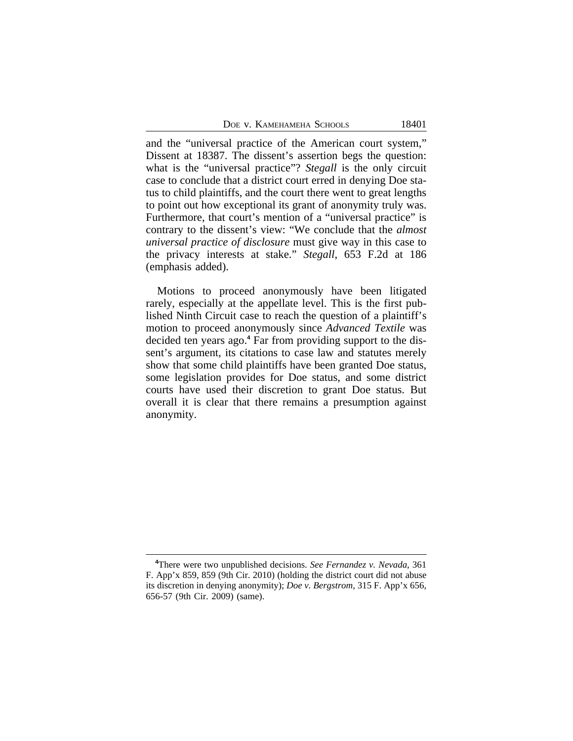and the "universal practice of the American court system," Dissent at 18387. The dissent's assertion begs the question: what is the "universal practice"? *Stegall* is the only circuit case to conclude that a district court erred in denying Doe status to child plaintiffs, and the court there went to great lengths to point out how exceptional its grant of anonymity truly was. Furthermore, that court's mention of a "universal practice" is contrary to the dissent's view: "We conclude that the *almost universal practice of disclosure* must give way in this case to the privacy interests at stake." *Stegall*, 653 F.2d at 186 (emphasis added).

Motions to proceed anonymously have been litigated rarely, especially at the appellate level. This is the first published Ninth Circuit case to reach the question of a plaintiff's motion to proceed anonymously since *Advanced Textile* was decided ten years ago.[4] Far from providing support to the dissent's argument, its citations to case law and statutes merely show that some child plaintiffs have been granted Doe status, some legislation provides for Doe status, and some district courts have used their discretion to grant Doe status. But overall it is clear that there remains a presumption against anonymity.

[4] There were two unpublished decisions. *See Fernandez v. Nevada*, 361 F. App'x 859, 859 (9th Cir. 2010) (holding the district court did not abuse its discretion in denying anonymity); *Doe v. Bergstrom*, 315 F. App'x 656, 656-57 (9th Cir. 2009) (same).